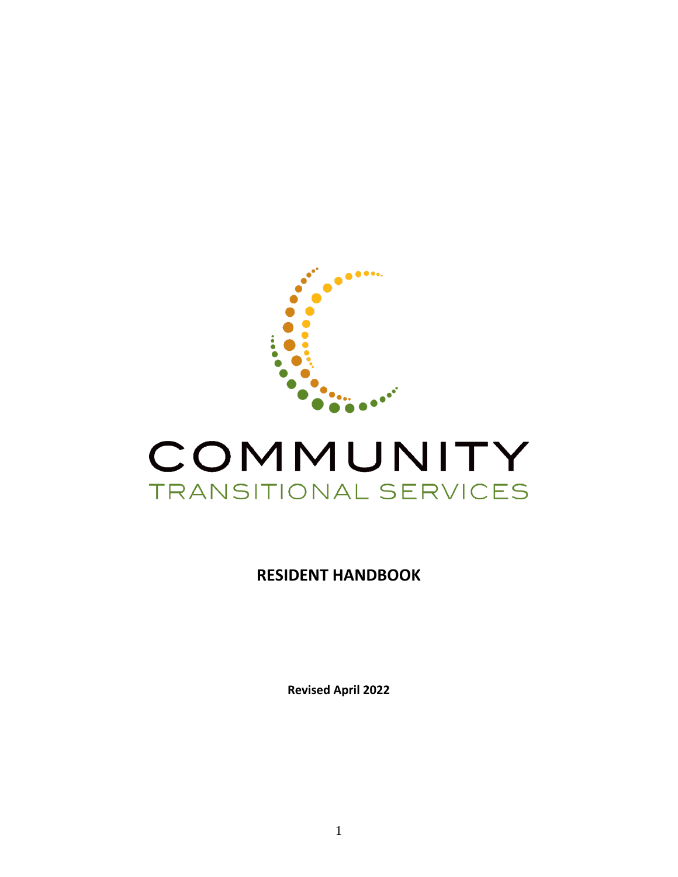COMMUNITY

TRANSITIONAL SERVICES

# RESIDENT HANDBOOK

**Revised April 2022**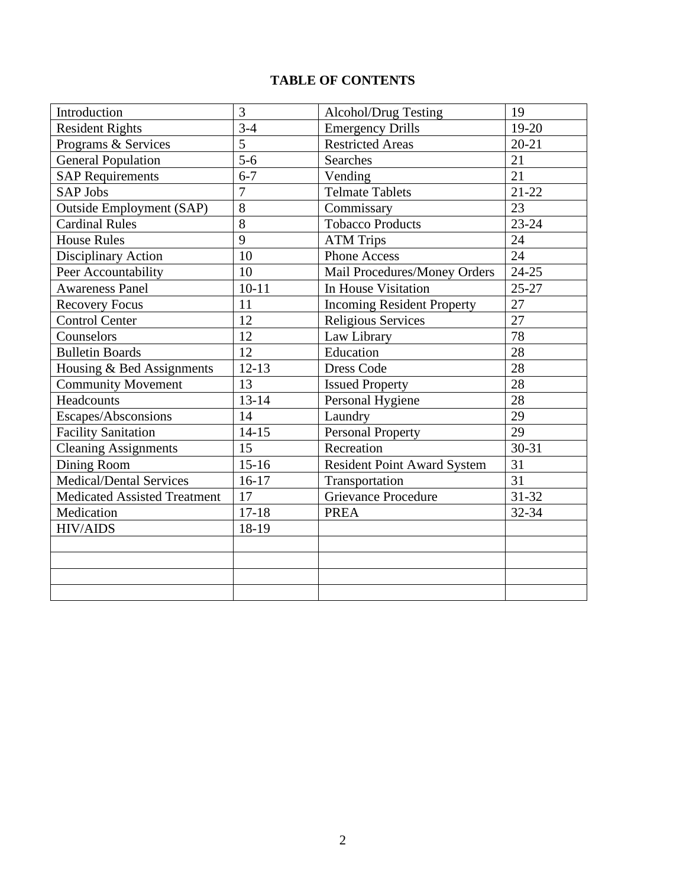# TABLE OF CONTENTS

| | | | |
|---|---|---|---|
| Introduction | 3 | Alcohol/Drug Testing | 19 |
| Resident Rights | 3-4 | Emergency Drills | 19-20 |
| Programs & Services | 5 | Restricted Areas | 20-21 |
| General Population | 5-6 | Searches | 21 |
| SAP Requirements | 6-7 | Vending | 21 |
| SAP Jobs | 7 | Telmate Tablets | 21-22 |
| Outside Employment (SAP) | 8 | Commissary | 23 |
| Cardinal Rules | 8 | Tobacco Products | 23-24 |
| House Rules | 9 | ATM Trips | 24 |
| Disciplinary Action | 10 | Phone Access | 24 |
| Peer Accountability | 10 | Mail Procedures/Money Orders | 24-25 |
| Awareness Panel | 10-11 | In House Visitation | 25-27 |
| Recovery Focus | 11 | Incoming Resident Property | 27 |
| Control Center | 12 | Religious Services | 27 |
| Counselors | 12 | Law Library | 78 |
| Bulletin Boards | 12 | Education | 28 |
| Housing & Bed Assignments | 12-13 | Dress Code | 28 |
| Community Movement | 13 | Issued Property | 28 |
| Headcounts | 13-14 | Personal Hygiene | 28 |
| Escapes/Absconsions | 14 | Laundry | 29 |
| Facility Sanitation | 14-15 | Personal Property | 29 |
| Cleaning Assignments | 15 | Recreation | 30-31 |
| Dining Room | 15-16 | Resident Point Award System | 31 |
| Medical/Dental Services | 16-17 | Transportation | 31 |
| Medicated Assisted Treatment | 17 | Grievance Procedure | 31-32 |
| Medication | 17-18 | PREA | 32-34 |
| HIV/AIDS | 18-19 | | |
| | | | |
| | | | |
| | | | |
| | | | |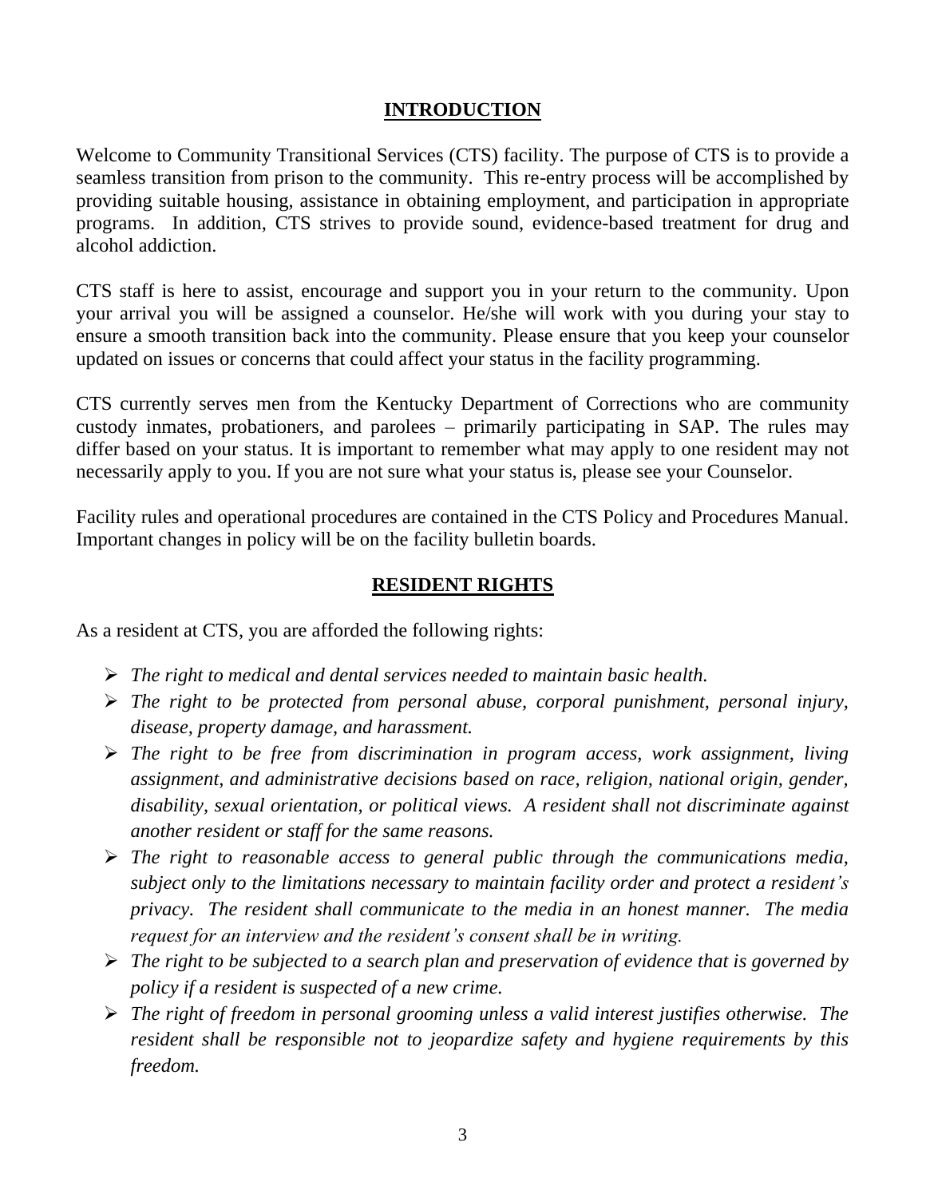## INTRODUCTION

Welcome to Community Transitional Services (CTS) facility. The purpose of CTS is to provide a seamless transition from prison to the community. This re-entry process will be accomplished by providing suitable housing, assistance in obtaining employment, and participation in appropriate programs. In addition, CTS strives to provide sound, evidence-based treatment for drug and alcohol addiction.

CTS staff is here to assist, encourage and support you in your return to the community. Upon your arrival you will be assigned a counselor. He/she will work with you during your stay to ensure a smooth transition back into the community. Please ensure that you keep your counselor updated on issues or concerns that could affect your status in the facility programming.

CTS currently serves men from the Kentucky Department of Corrections who are community custody inmates, probationers, and parolees – primarily participating in SAP. The rules may differ based on your status. It is important to remember what may apply to one resident may not necessarily apply to you. If you are not sure what your status is, please see your Counselor.

Facility rules and operational procedures are contained in the CTS Policy and Procedures Manual. Important changes in policy will be on the facility bulletin boards.

## RESIDENT RIGHTS

As a resident at CTS, you are afforded the following rights:

- *The right to medical and dental services needed to maintain basic health.*
- *The right to be protected from personal abuse, corporal punishment, personal injury, disease, property damage, and harassment.*
- *The right to be free from discrimination in program access, work assignment, living assignment, and administrative decisions based on race, religion, national origin, gender, disability, sexual orientation, or political views. A resident shall not discriminate against another resident or staff for the same reasons.*
- *The right to reasonable access to general public through the communications media, subject only to the limitations necessary to maintain facility order and protect a resident's privacy. The resident shall communicate to the media in an honest manner. The media request for an interview and the resident's consent shall be in writing.*
- *The right to be subjected to a search plan and preservation of evidence that is governed by policy if a resident is suspected of a new crime.*
- *The right of freedom in personal grooming unless a valid interest justifies otherwise. The resident shall be responsible not to jeopardize safety and hygiene requirements by this freedom.*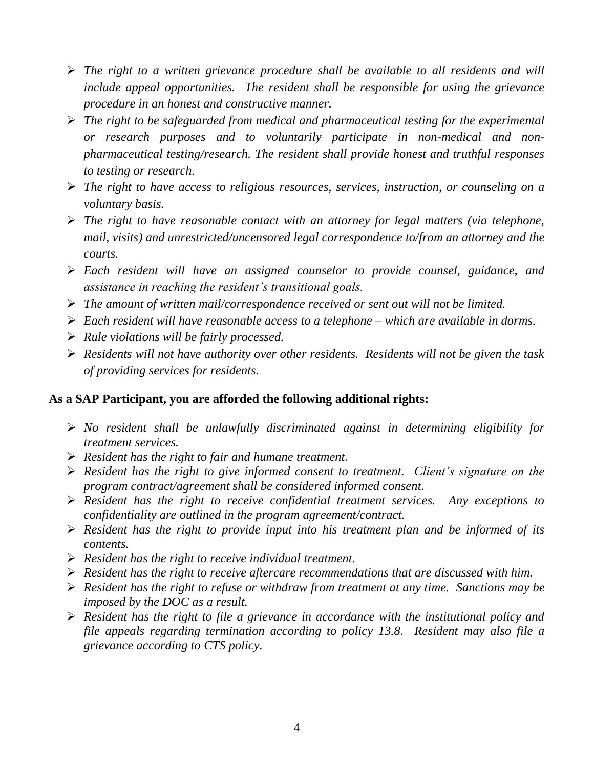- *The right to a written grievance procedure shall be available to all residents and will include appeal opportunities. The resident shall be responsible for using the grievance procedure in an honest and constructive manner.*
- *The right to be safeguarded from medical and pharmaceutical testing for the experimental or research purposes and to voluntarily participate in non-medical and non-pharmaceutical testing/research. The resident shall provide honest and truthful responses to testing or research.*
- *The right to have access to religious resources, services, instruction, or counseling on a voluntary basis.*
- *The right to have reasonable contact with an attorney for legal matters (via telephone, mail, visits) and unrestricted/uncensored legal correspondence to/from an attorney and the courts.*
- *Each resident will have an assigned counselor to provide counsel, guidance, and assistance in reaching the resident's transitional goals.*
- *The amount of written mail/correspondence received or sent out will not be limited.*
- *Each resident will have reasonable access to a telephone – which are available in dorms.*
- *Rule violations will be fairly processed.*
- *Residents will not have authority over other residents. Residents will not be given the task of providing services for residents.*

**As a SAP Participant, you are afforded the following additional rights:**

- *No resident shall be unlawfully discriminated against in determining eligibility for treatment services.*
- *Resident has the right to fair and humane treatment.*
- *Resident has the right to give informed consent to treatment. Client's signature on the program contract/agreement shall be considered informed consent.*
- *Resident has the right to receive confidential treatment services. Any exceptions to confidentiality are outlined in the program agreement/contract.*
- *Resident has the right to provide input into his treatment plan and be informed of its contents.*
- *Resident has the right to receive individual treatment.*
- *Resident has the right to receive aftercare recommendations that are discussed with him.*
- *Resident has the right to refuse or withdraw from treatment at any time. Sanctions may be imposed by the DOC as a result.*
- *Resident has the right to file a grievance in accordance with the institutional policy and file appeals regarding termination according to policy 13.8. Resident may also file a grievance according to CTS policy.*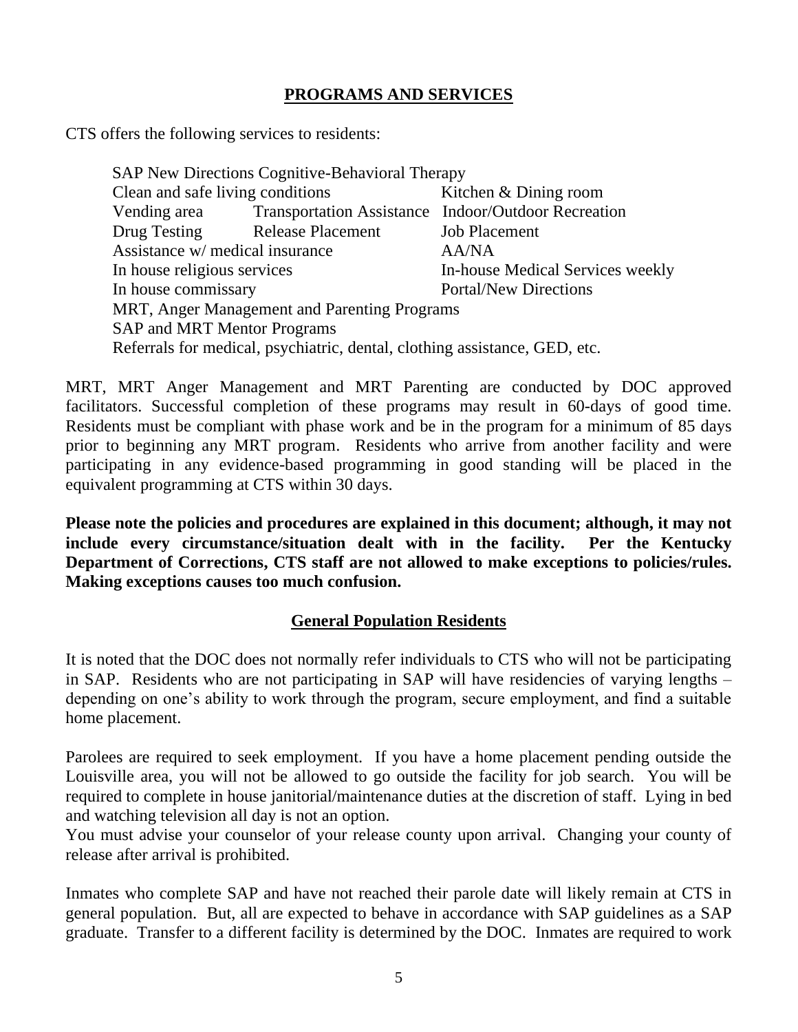## PROGRAMS AND SERVICES

CTS offers the following services to residents:

- SAP New Directions Cognitive-Behavioral Therapy
- Clean and safe living conditions
- Kitchen & Dining room
- Vending area
- Transportation Assistance
- Indoor/Outdoor Recreation
- Drug Testing
- Release Placement
- Job Placement
- Assistance w/ medical insurance
- AA/NA
- In house religious services
- In-house Medical Services weekly
- In house commissary
- Portal/New Directions
- MRT, Anger Management and Parenting Programs
- SAP and MRT Mentor Programs
- Referrals for medical, psychiatric, dental, clothing assistance, GED, etc.

MRT, MRT Anger Management and MRT Parenting are conducted by DOC approved facilitators. Successful completion of these programs may result in 60-days of good time. Residents must be compliant with phase work and be in the program for a minimum of 85 days prior to beginning any MRT program. Residents who arrive from another facility and were participating in any evidence-based programming in good standing will be placed in the equivalent programming at CTS within 30 days.

**Please note the policies and procedures are explained in this document; although, it may not include every circumstance/situation dealt with in the facility. Per the Kentucky Department of Corrections, CTS staff are not allowed to make exceptions to policies/rules. Making exceptions causes too much confusion.**

## General Population Residents

It is noted that the DOC does not normally refer individuals to CTS who will not be participating in SAP. Residents who are not participating in SAP will have residencies of varying lengths – depending on one's ability to work through the program, secure employment, and find a suitable home placement.

Parolees are required to seek employment. If you have a home placement pending outside the Louisville area, you will not be allowed to go outside the facility for job search. You will be required to complete in house janitorial/maintenance duties at the discretion of staff. Lying in bed and watching television all day is not an option.
You must advise your counselor of your release county upon arrival. Changing your county of release after arrival is prohibited.

Inmates who complete SAP and have not reached their parole date will likely remain at CTS in general population. But, all are expected to behave in accordance with SAP guidelines as a SAP graduate. Transfer to a different facility is determined by the DOC. Inmates are required to work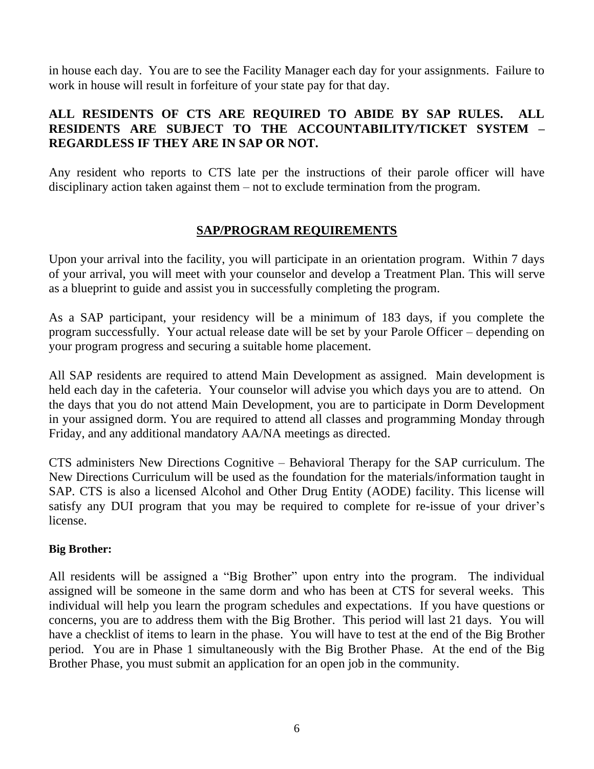in house each day. You are to see the Facility Manager each day for your assignments. Failure to work in house will result in forfeiture of your state pay for that day.

**ALL RESIDENTS OF CTS ARE REQUIRED TO ABIDE BY SAP RULES. ALL RESIDENTS ARE SUBJECT TO THE ACCOUNTABILITY/TICKET SYSTEM – REGARDLESS IF THEY ARE IN SAP OR NOT.**

Any resident who reports to CTS late per the instructions of their parole officer will have disciplinary action taken against them – not to exclude termination from the program.

## SAP/PROGRAM REQUIREMENTS

Upon your arrival into the facility, you will participate in an orientation program. Within 7 days of your arrival, you will meet with your counselor and develop a Treatment Plan. This will serve as a blueprint to guide and assist you in successfully completing the program.

As a SAP participant, your residency will be a minimum of 183 days, if you complete the program successfully. Your actual release date will be set by your Parole Officer – depending on your program progress and securing a suitable home placement.

All SAP residents are required to attend Main Development as assigned. Main development is held each day in the cafeteria. Your counselor will advise you which days you are to attend. On the days that you do not attend Main Development, you are to participate in Dorm Development in your assigned dorm. You are required to attend all classes and programming Monday through Friday, and any additional mandatory AA/NA meetings as directed.

CTS administers New Directions Cognitive – Behavioral Therapy for the SAP curriculum. The New Directions Curriculum will be used as the foundation for the materials/information taught in SAP. CTS is also a licensed Alcohol and Other Drug Entity (AODE) facility. This license will satisfy any DUI program that you may be required to complete for re-issue of your driver's license.

**Big Brother:**

All residents will be assigned a "Big Brother" upon entry into the program. The individual assigned will be someone in the same dorm and who has been at CTS for several weeks. This individual will help you learn the program schedules and expectations. If you have questions or concerns, you are to address them with the Big Brother. This period will last 21 days. You will have a checklist of items to learn in the phase. You will have to test at the end of the Big Brother period. You are in Phase 1 simultaneously with the Big Brother Phase. At the end of the Big Brother Phase, you must submit an application for an open job in the community.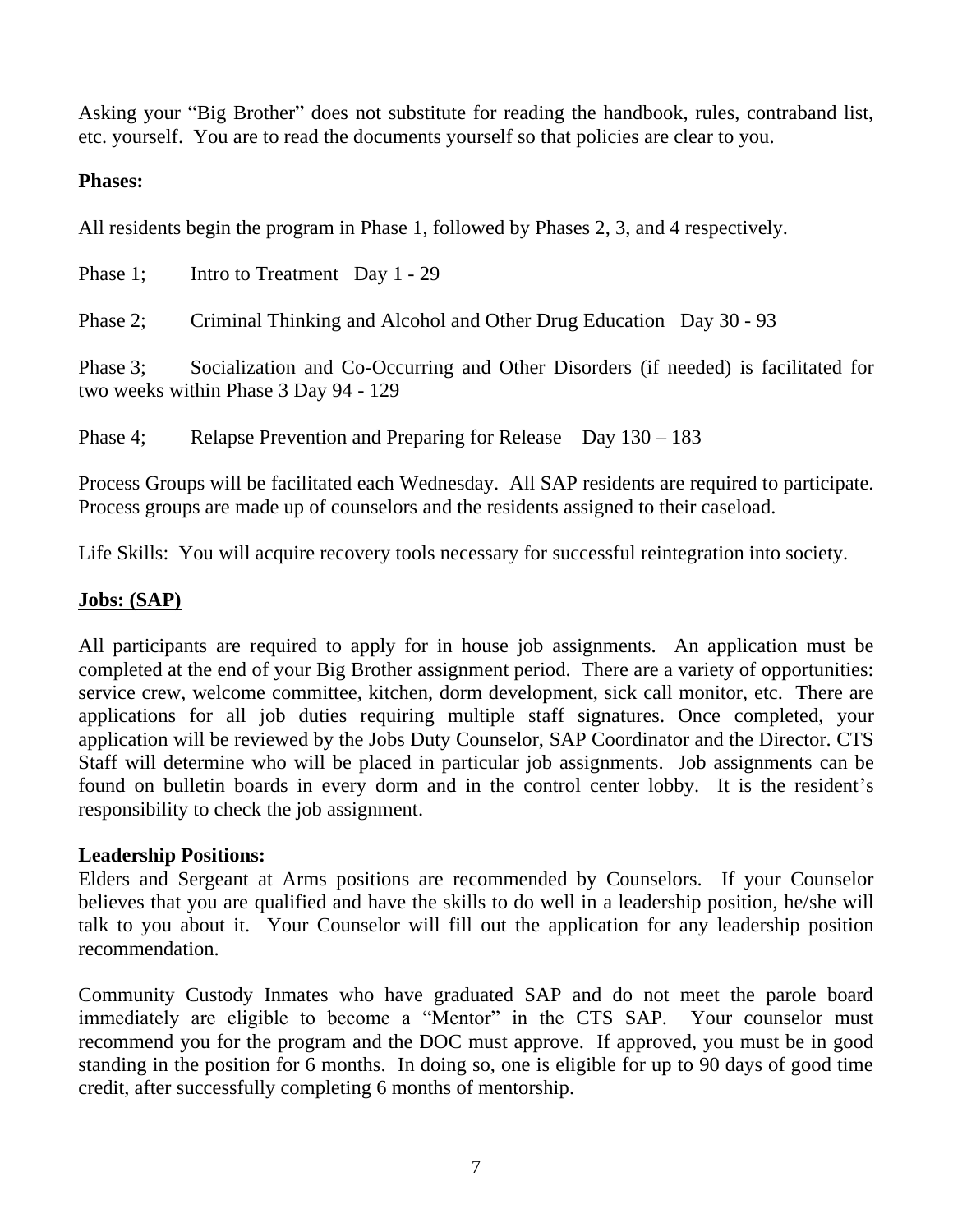Asking your "Big Brother" does not substitute for reading the handbook, rules, contraband list, etc. yourself. You are to read the documents yourself so that policies are clear to you.

**Phases:**

All residents begin the program in Phase 1, followed by Phases 2, 3, and 4 respectively.

Phase 1; Intro to Treatment Day 1 - 29

Phase 2; Criminal Thinking and Alcohol and Other Drug Education Day 30 - 93

Phase 3; Socialization and Co-Occurring and Other Disorders (if needed) is facilitated for two weeks within Phase 3 Day 94 - 129

Phase 4; Relapse Prevention and Preparing for Release Day 130 – 183

Process Groups will be facilitated each Wednesday. All SAP residents are required to participate. Process groups are made up of counselors and the residents assigned to their caseload.

Life Skills: You will acquire recovery tools necessary for successful reintegration into society.

**Jobs: (SAP)**

All participants are required to apply for in house job assignments. An application must be completed at the end of your Big Brother assignment period. There are a variety of opportunities: service crew, welcome committee, kitchen, dorm development, sick call monitor, etc. There are applications for all job duties requiring multiple staff signatures. Once completed, your application will be reviewed by the Jobs Duty Counselor, SAP Coordinator and the Director. CTS Staff will determine who will be placed in particular job assignments. Job assignments can be found on bulletin boards in every dorm and in the control center lobby. It is the resident's responsibility to check the job assignment.

**Leadership Positions:**

Elders and Sergeant at Arms positions are recommended by Counselors. If your Counselor believes that you are qualified and have the skills to do well in a leadership position, he/she will talk to you about it. Your Counselor will fill out the application for any leadership position recommendation.

Community Custody Inmates who have graduated SAP and do not meet the parole board immediately are eligible to become a "Mentor" in the CTS SAP. Your counselor must recommend you for the program and the DOC must approve. If approved, you must be in good standing in the position for 6 months. In doing so, one is eligible for up to 90 days of good time credit, after successfully completing 6 months of mentorship.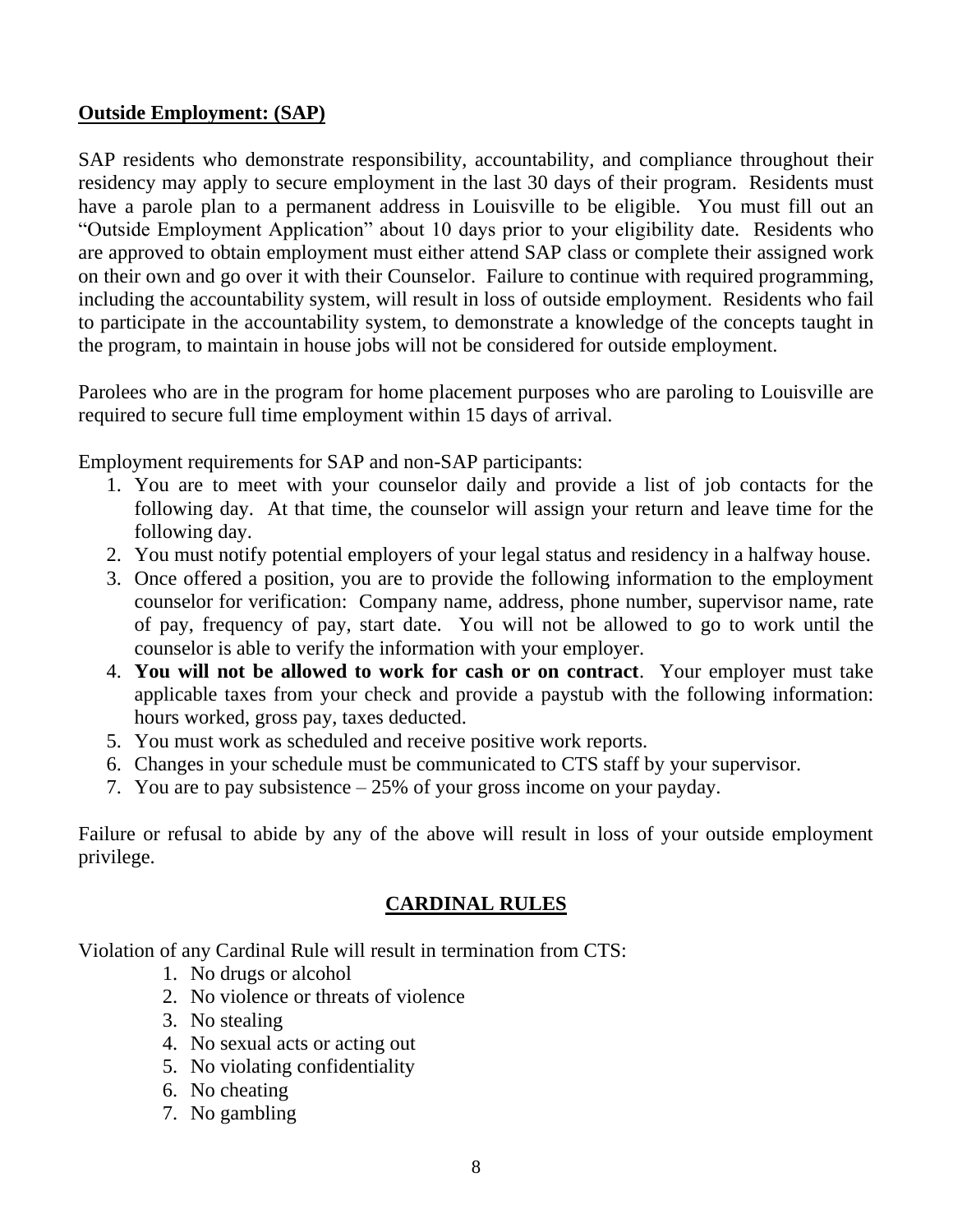**Outside Employment: (SAP)**

SAP residents who demonstrate responsibility, accountability, and compliance throughout their residency may apply to secure employment in the last 30 days of their program. Residents must have a parole plan to a permanent address in Louisville to be eligible. You must fill out an "Outside Employment Application" about 10 days prior to your eligibility date. Residents who are approved to obtain employment must either attend SAP class or complete their assigned work on their own and go over it with their Counselor. Failure to continue with required programming, including the accountability system, will result in loss of outside employment. Residents who fail to participate in the accountability system, to demonstrate a knowledge of the concepts taught in the program, to maintain in house jobs will not be considered for outside employment.

Parolees who are in the program for home placement purposes who are paroling to Louisville are required to secure full time employment within 15 days of arrival.

Employment requirements for SAP and non-SAP participants:

1. You are to meet with your counselor daily and provide a list of job contacts for the following day. At that time, the counselor will assign your return and leave time for the following day.
2. You must notify potential employers of your legal status and residency in a halfway house.
3. Once offered a position, you are to provide the following information to the employment counselor for verification: Company name, address, phone number, supervisor name, rate of pay, frequency of pay, start date. You will not be allowed to go to work until the counselor is able to verify the information with your employer.
4. **You will not be allowed to work for cash or on contract**. Your employer must take applicable taxes from your check and provide a paystub with the following information: hours worked, gross pay, taxes deducted.
5. You must work as scheduled and receive positive work reports.
6. Changes in your schedule must be communicated to CTS staff by your supervisor.
7. You are to pay subsistence – 25% of your gross income on your payday.

Failure or refusal to abide by any of the above will result in loss of your outside employment privilege.

## CARDINAL RULES

Violation of any Cardinal Rule will result in termination from CTS:

1. No drugs or alcohol
2. No violence or threats of violence
3. No stealing
4. No sexual acts or acting out
5. No violating confidentiality
6. No cheating
7. No gambling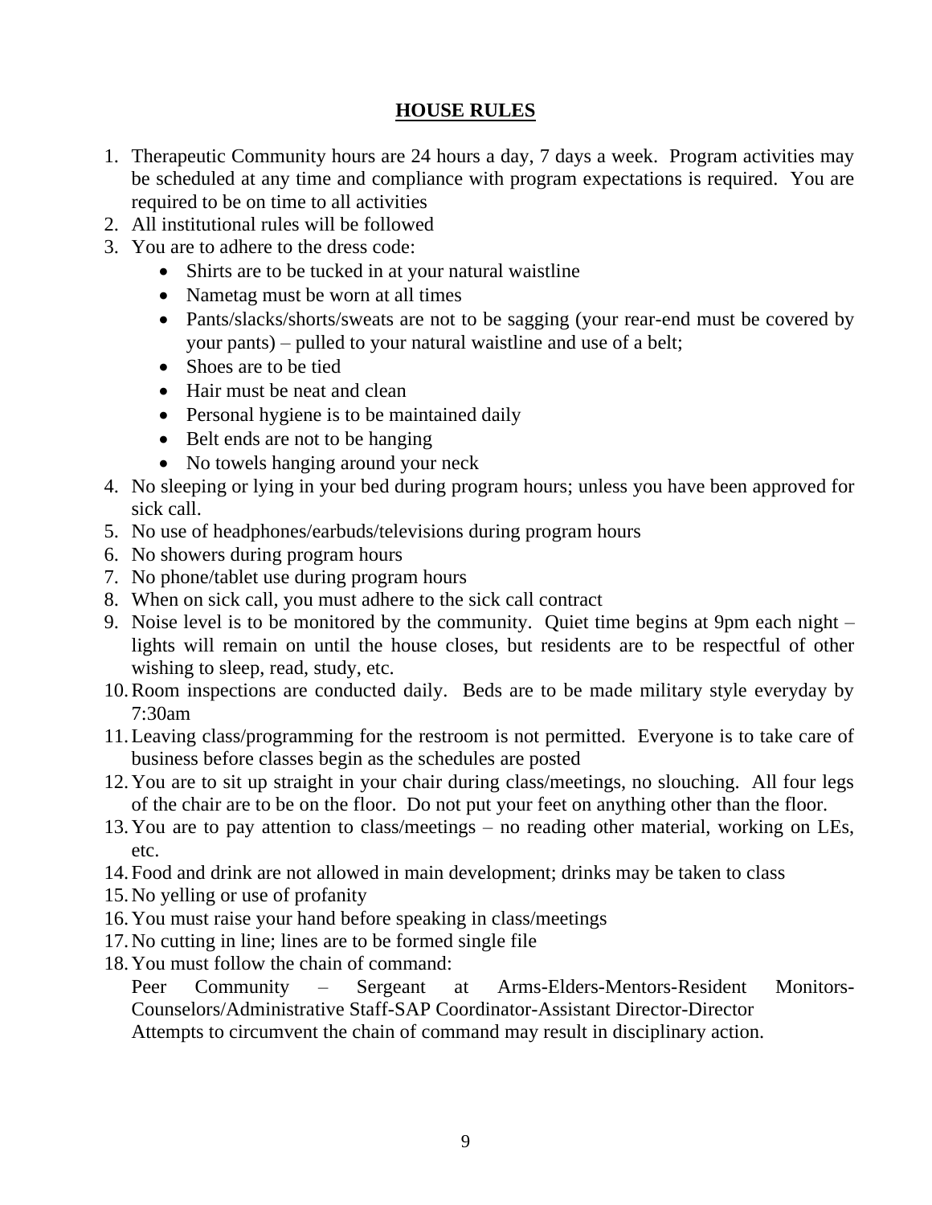## HOUSE RULES

1. Therapeutic Community hours are 24 hours a day, 7 days a week. Program activities may be scheduled at any time and compliance with program expectations is required. You are required to be on time to all activities
2. All institutional rules will be followed
3. You are to adhere to the dress code:
   - Shirts are to be tucked in at your natural waistline
   - Nametag must be worn at all times
   - Pants/slacks/shorts/sweats are not to be sagging (your rear-end must be covered by your pants) – pulled to your natural waistline and use of a belt;
   - Shoes are to be tied
   - Hair must be neat and clean
   - Personal hygiene is to be maintained daily
   - Belt ends are not to be hanging
   - No towels hanging around your neck
4. No sleeping or lying in your bed during program hours; unless you have been approved for sick call.
5. No use of headphones/earbuds/televisions during program hours
6. No showers during program hours
7. No phone/tablet use during program hours
8. When on sick call, you must adhere to the sick call contract
9. Noise level is to be monitored by the community. Quiet time begins at 9pm each night – lights will remain on until the house closes, but residents are to be respectful of other wishing to sleep, read, study, etc.
10. Room inspections are conducted daily. Beds are to be made military style everyday by 7:30am
11. Leaving class/programming for the restroom is not permitted. Everyone is to take care of business before classes begin as the schedules are posted
12. You are to sit up straight in your chair during class/meetings, no slouching. All four legs of the chair are to be on the floor. Do not put your feet on anything other than the floor.
13. You are to pay attention to class/meetings – no reading other material, working on LEs, etc.
14. Food and drink are not allowed in main development; drinks may be taken to class
15. No yelling or use of profanity
16. You must raise your hand before speaking in class/meetings
17. No cutting in line; lines are to be formed single file
18. You must follow the chain of command:
    Peer Community – Sergeant at Arms-Elders-Mentors-Resident Monitors-Counselors/Administrative Staff-SAP Coordinator-Assistant Director-Director
    Attempts to circumvent the chain of command may result in disciplinary action.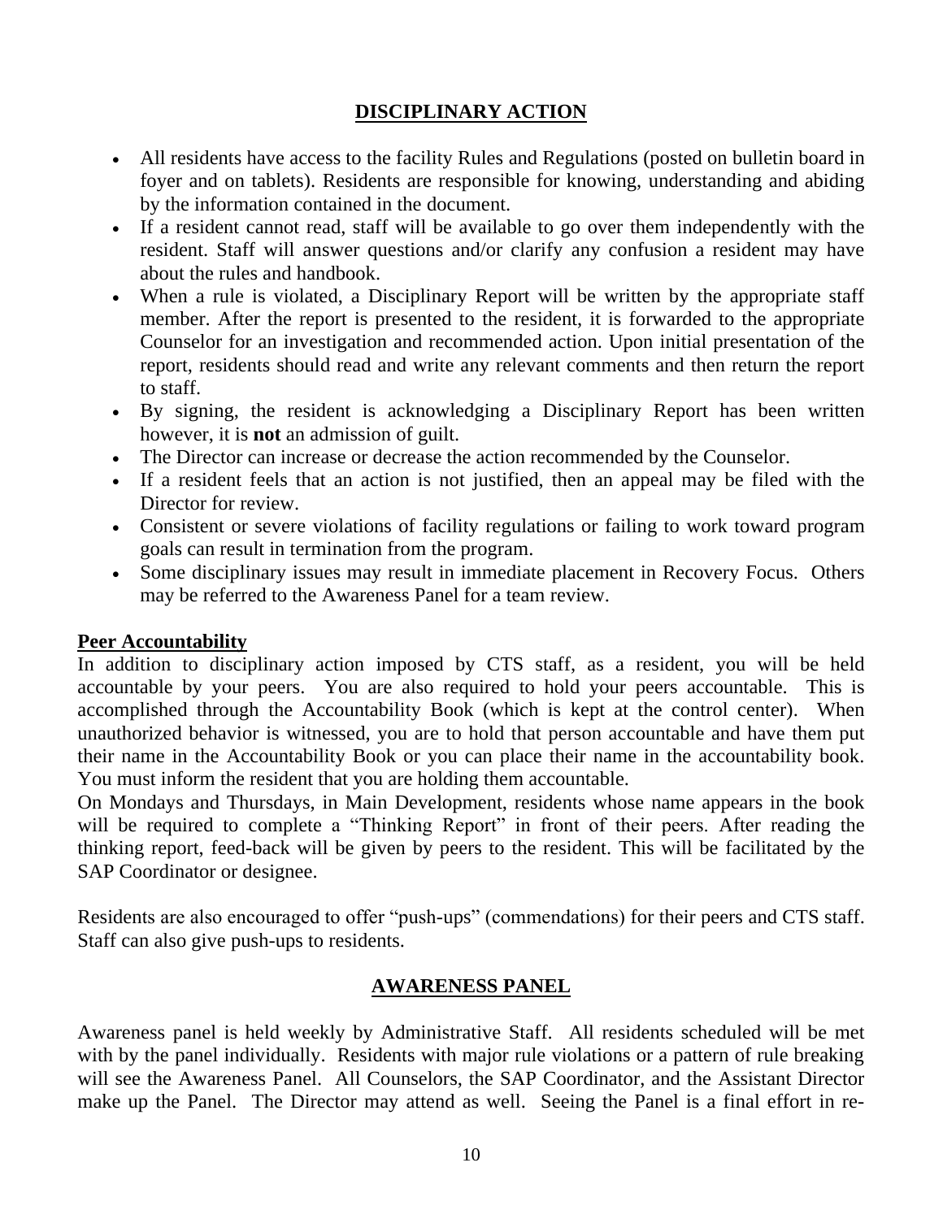## DISCIPLINARY ACTION

- All residents have access to the facility Rules and Regulations (posted on bulletin board in foyer and on tablets). Residents are responsible for knowing, understanding and abiding by the information contained in the document.
- If a resident cannot read, staff will be available to go over them independently with the resident. Staff will answer questions and/or clarify any confusion a resident may have about the rules and handbook.
- When a rule is violated, a Disciplinary Report will be written by the appropriate staff member. After the report is presented to the resident, it is forwarded to the appropriate Counselor for an investigation and recommended action. Upon initial presentation of the report, residents should read and write any relevant comments and then return the report to staff.
- By signing, the resident is acknowledging a Disciplinary Report has been written however, it is **not** an admission of guilt.
- The Director can increase or decrease the action recommended by the Counselor.
- If a resident feels that an action is not justified, then an appeal may be filed with the Director for review.
- Consistent or severe violations of facility regulations or failing to work toward program goals can result in termination from the program.
- Some disciplinary issues may result in immediate placement in Recovery Focus. Others may be referred to the Awareness Panel for a team review.

### Peer Accountability

In addition to disciplinary action imposed by CTS staff, as a resident, you will be held accountable by your peers. You are also required to hold your peers accountable. This is accomplished through the Accountability Book (which is kept at the control center). When unauthorized behavior is witnessed, you are to hold that person accountable and have them put their name in the Accountability Book or you can place their name in the accountability book. You must inform the resident that you are holding them accountable.

On Mondays and Thursdays, in Main Development, residents whose name appears in the book will be required to complete a "Thinking Report" in front of their peers. After reading the thinking report, feed-back will be given by peers to the resident. This will be facilitated by the SAP Coordinator or designee.

Residents are also encouraged to offer "push-ups" (commendations) for their peers and CTS staff. Staff can also give push-ups to residents.

## AWARENESS PANEL

Awareness panel is held weekly by Administrative Staff. All residents scheduled will be met with by the panel individually. Residents with major rule violations or a pattern of rule breaking will see the Awareness Panel. All Counselors, the SAP Coordinator, and the Assistant Director make up the Panel. The Director may attend as well. Seeing the Panel is a final effort in re-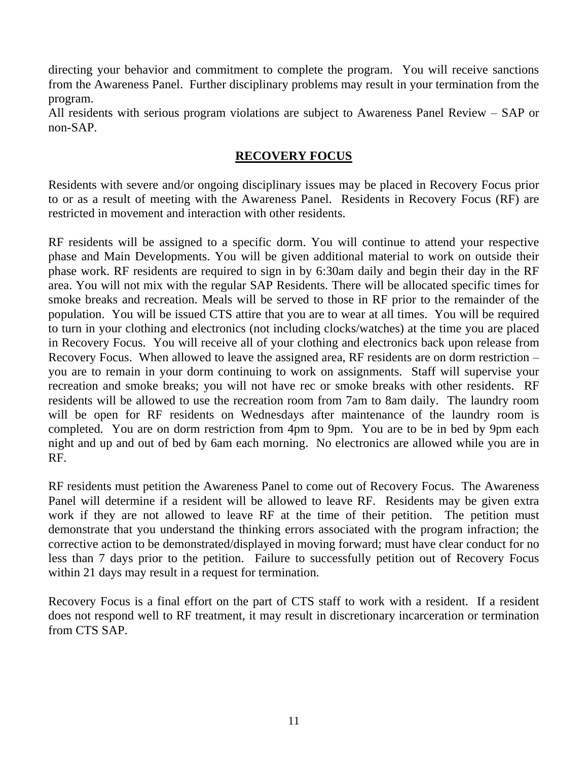directing your behavior and commitment to complete the program. You will receive sanctions from the Awareness Panel. Further disciplinary problems may result in your termination from the program.

All residents with serious program violations are subject to Awareness Panel Review – SAP or non-SAP.

## **RECOVERY FOCUS**

Residents with severe and/or ongoing disciplinary issues may be placed in Recovery Focus prior to or as a result of meeting with the Awareness Panel. Residents in Recovery Focus (RF) are restricted in movement and interaction with other residents.

RF residents will be assigned to a specific dorm. You will continue to attend your respective phase and Main Developments. You will be given additional material to work on outside their phase work. RF residents are required to sign in by 6:30am daily and begin their day in the RF area. You will not mix with the regular SAP Residents. There will be allocated specific times for smoke breaks and recreation. Meals will be served to those in RF prior to the remainder of the population. You will be issued CTS attire that you are to wear at all times. You will be required to turn in your clothing and electronics (not including clocks/watches) at the time you are placed in Recovery Focus. You will receive all of your clothing and electronics back upon release from Recovery Focus. When allowed to leave the assigned area, RF residents are on dorm restriction – you are to remain in your dorm continuing to work on assignments. Staff will supervise your recreation and smoke breaks; you will not have rec or smoke breaks with other residents. RF residents will be allowed to use the recreation room from 7am to 8am daily. The laundry room will be open for RF residents on Wednesdays after maintenance of the laundry room is completed. You are on dorm restriction from 4pm to 9pm. You are to be in bed by 9pm each night and up and out of bed by 6am each morning. No electronics are allowed while you are in RF.

RF residents must petition the Awareness Panel to come out of Recovery Focus. The Awareness Panel will determine if a resident will be allowed to leave RF. Residents may be given extra work if they are not allowed to leave RF at the time of their petition. The petition must demonstrate that you understand the thinking errors associated with the program infraction; the corrective action to be demonstrated/displayed in moving forward; must have clear conduct for no less than 7 days prior to the petition. Failure to successfully petition out of Recovery Focus within 21 days may result in a request for termination.

Recovery Focus is a final effort on the part of CTS staff to work with a resident. If a resident does not respond well to RF treatment, it may result in discretionary incarceration or termination from CTS SAP.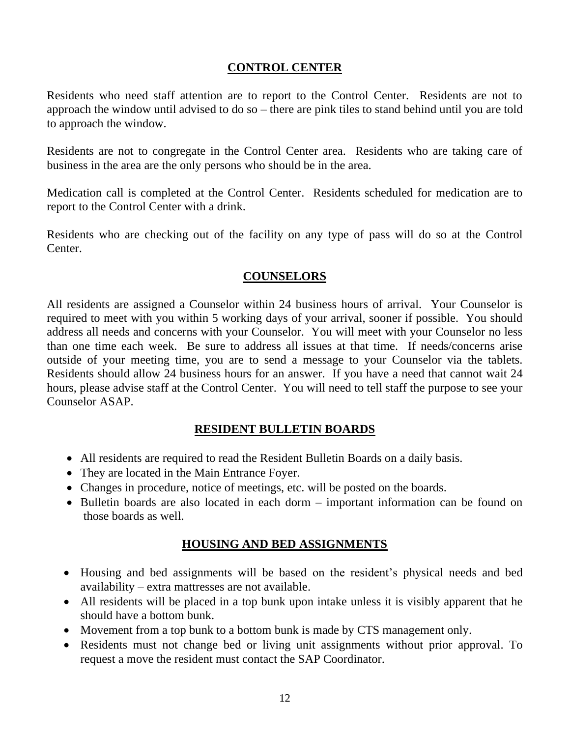## CONTROL CENTER

Residents who need staff attention are to report to the Control Center. Residents are not to approach the window until advised to do so – there are pink tiles to stand behind until you are told to approach the window.

Residents are not to congregate in the Control Center area. Residents who are taking care of business in the area are the only persons who should be in the area.

Medication call is completed at the Control Center. Residents scheduled for medication are to report to the Control Center with a drink.

Residents who are checking out of the facility on any type of pass will do so at the Control Center.

## COUNSELORS

All residents are assigned a Counselor within 24 business hours of arrival. Your Counselor is required to meet with you within 5 working days of your arrival, sooner if possible. You should address all needs and concerns with your Counselor. You will meet with your Counselor no less than one time each week. Be sure to address all issues at that time. If needs/concerns arise outside of your meeting time, you are to send a message to your Counselor via the tablets. Residents should allow 24 business hours for an answer. If you have a need that cannot wait 24 hours, please advise staff at the Control Center. You will need to tell staff the purpose to see your Counselor ASAP.

## RESIDENT BULLETIN BOARDS

- All residents are required to read the Resident Bulletin Boards on a daily basis.
- They are located in the Main Entrance Foyer.
- Changes in procedure, notice of meetings, etc. will be posted on the boards.
- Bulletin boards are also located in each dorm – important information can be found on those boards as well.

## HOUSING AND BED ASSIGNMENTS

- Housing and bed assignments will be based on the resident's physical needs and bed availability – extra mattresses are not available.
- All residents will be placed in a top bunk upon intake unless it is visibly apparent that he should have a bottom bunk.
- Movement from a top bunk to a bottom bunk is made by CTS management only.
- Residents must not change bed or living unit assignments without prior approval. To request a move the resident must contact the SAP Coordinator.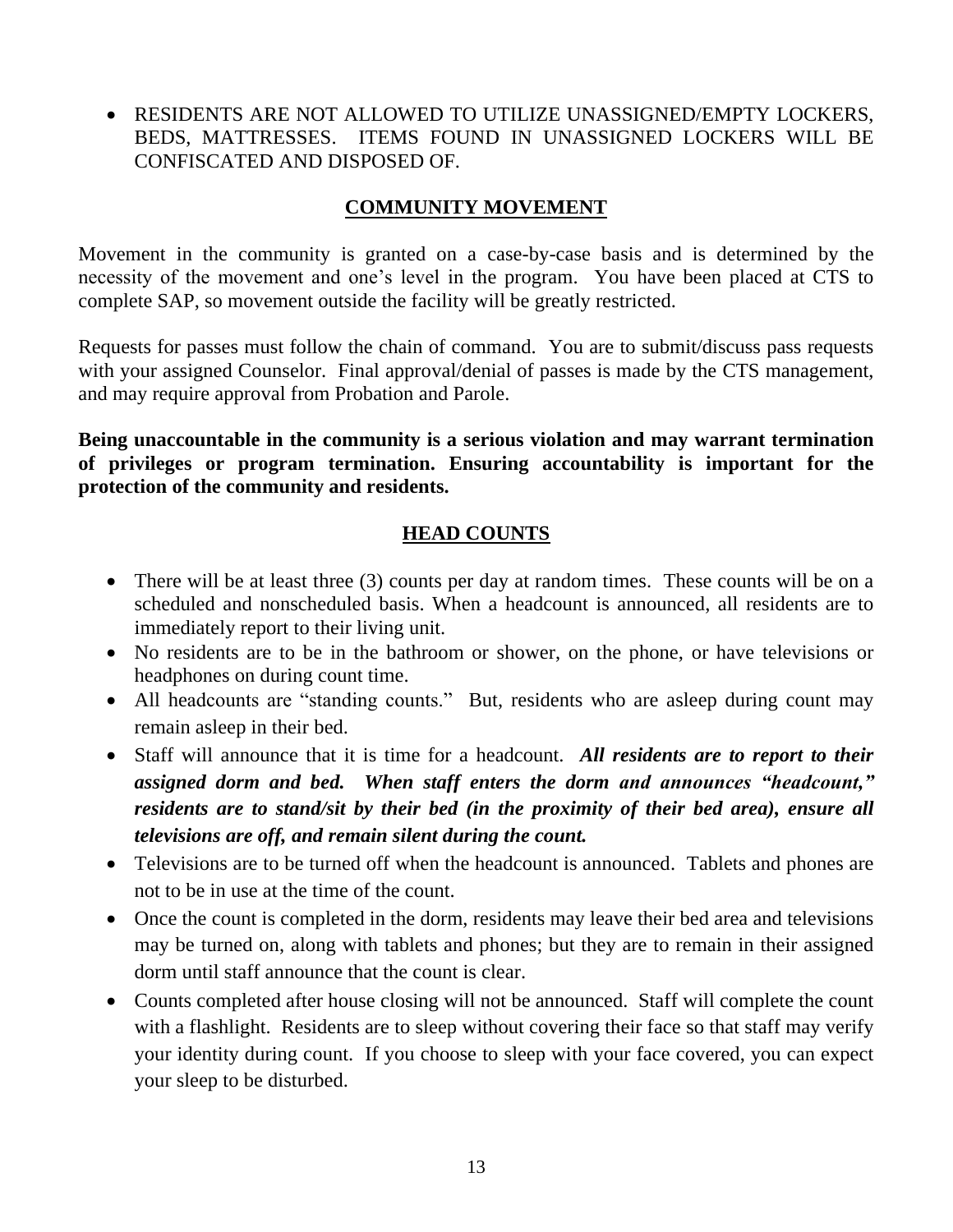- RESIDENTS ARE NOT ALLOWED TO UTILIZE UNASSIGNED/EMPTY LOCKERS, BEDS, MATTRESSES. ITEMS FOUND IN UNASSIGNED LOCKERS WILL BE CONFISCATED AND DISPOSED OF.

## COMMUNITY MOVEMENT

Movement in the community is granted on a case-by-case basis and is determined by the necessity of the movement and one's level in the program. You have been placed at CTS to complete SAP, so movement outside the facility will be greatly restricted.

Requests for passes must follow the chain of command. You are to submit/discuss pass requests with your assigned Counselor. Final approval/denial of passes is made by the CTS management, and may require approval from Probation and Parole.

**Being unaccountable in the community is a serious violation and may warrant termination of privileges or program termination. Ensuring accountability is important for the protection of the community and residents.**

## HEAD COUNTS

- There will be at least three (3) counts per day at random times. These counts will be on a scheduled and nonscheduled basis. When a headcount is announced, all residents are to immediately report to their living unit.
- No residents are to be in the bathroom or shower, on the phone, or have televisions or headphones on during count time.
- All headcounts are "standing counts." But, residents who are asleep during count may remain asleep in their bed.
- Staff will announce that it is time for a headcount. ***All residents are to report to their assigned dorm and bed. When staff enters the dorm and announces "headcount," residents are to stand/sit by their bed (in the proximity of their bed area), ensure all televisions are off, and remain silent during the count.***
- Televisions are to be turned off when the headcount is announced. Tablets and phones are not to be in use at the time of the count.
- Once the count is completed in the dorm, residents may leave their bed area and televisions may be turned on, along with tablets and phones; but they are to remain in their assigned dorm until staff announce that the count is clear.
- Counts completed after house closing will not be announced. Staff will complete the count with a flashlight. Residents are to sleep without covering their face so that staff may verify your identity during count. If you choose to sleep with your face covered, you can expect your sleep to be disturbed.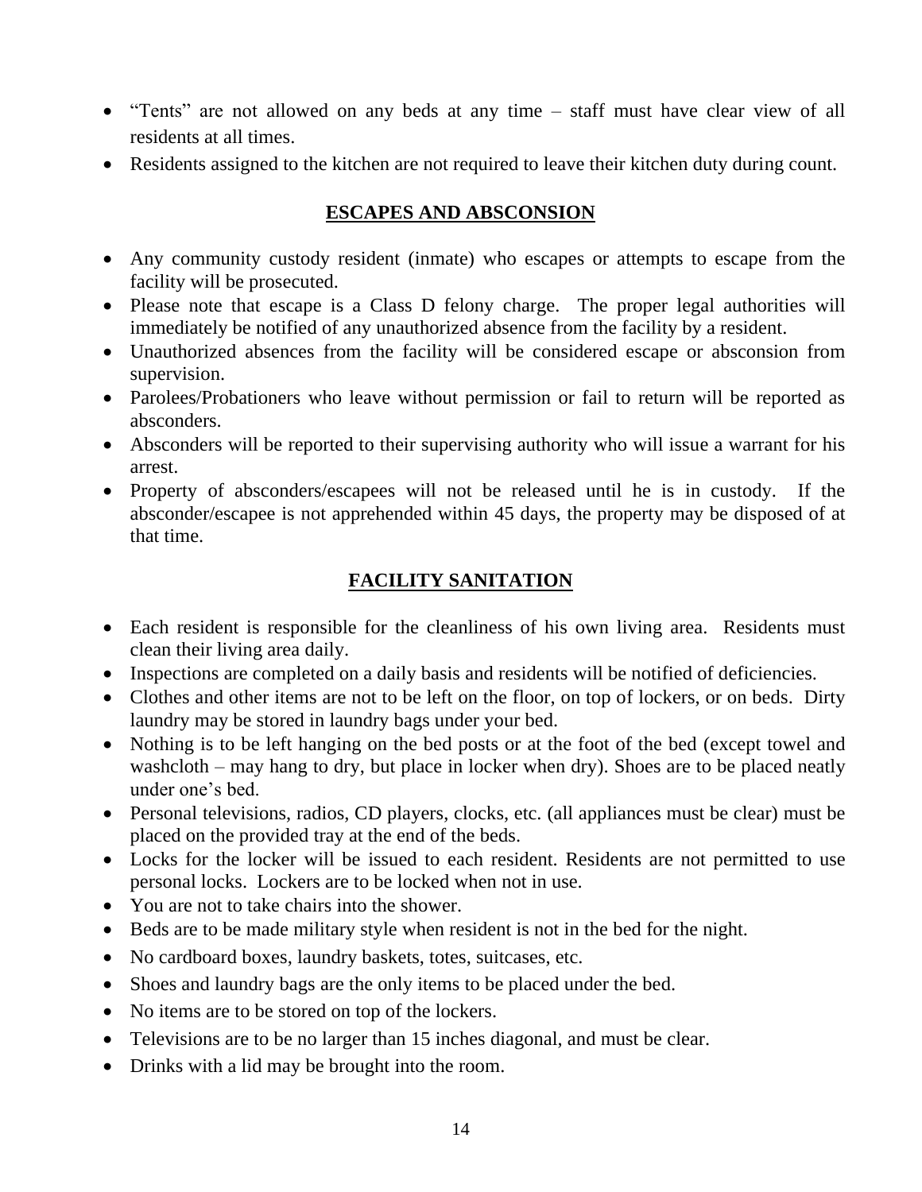- "Tents" are not allowed on any beds at any time – staff must have clear view of all residents at all times.
- Residents assigned to the kitchen are not required to leave their kitchen duty during count.

## ESCAPES AND ABSCONSION

- Any community custody resident (inmate) who escapes or attempts to escape from the facility will be prosecuted.
- Please note that escape is a Class D felony charge. The proper legal authorities will immediately be notified of any unauthorized absence from the facility by a resident.
- Unauthorized absences from the facility will be considered escape or absconsion from supervision.
- Parolees/Probationers who leave without permission or fail to return will be reported as absconders.
- Absconders will be reported to their supervising authority who will issue a warrant for his arrest.
- Property of absconders/escapees will not be released until he is in custody. If the absconder/escapee is not apprehended within 45 days, the property may be disposed of at that time.

## FACILITY SANITATION

- Each resident is responsible for the cleanliness of his own living area. Residents must clean their living area daily.
- Inspections are completed on a daily basis and residents will be notified of deficiencies.
- Clothes and other items are not to be left on the floor, on top of lockers, or on beds. Dirty laundry may be stored in laundry bags under your bed.
- Nothing is to be left hanging on the bed posts or at the foot of the bed (except towel and washcloth – may hang to dry, but place in locker when dry). Shoes are to be placed neatly under one's bed.
- Personal televisions, radios, CD players, clocks, etc. (all appliances must be clear) must be placed on the provided tray at the end of the beds.
- Locks for the locker will be issued to each resident. Residents are not permitted to use personal locks. Lockers are to be locked when not in use.
- You are not to take chairs into the shower.
- Beds are to be made military style when resident is not in the bed for the night.
- No cardboard boxes, laundry baskets, totes, suitcases, etc.
- Shoes and laundry bags are the only items to be placed under the bed.
- No items are to be stored on top of the lockers.
- Televisions are to be no larger than 15 inches diagonal, and must be clear.
- Drinks with a lid may be brought into the room.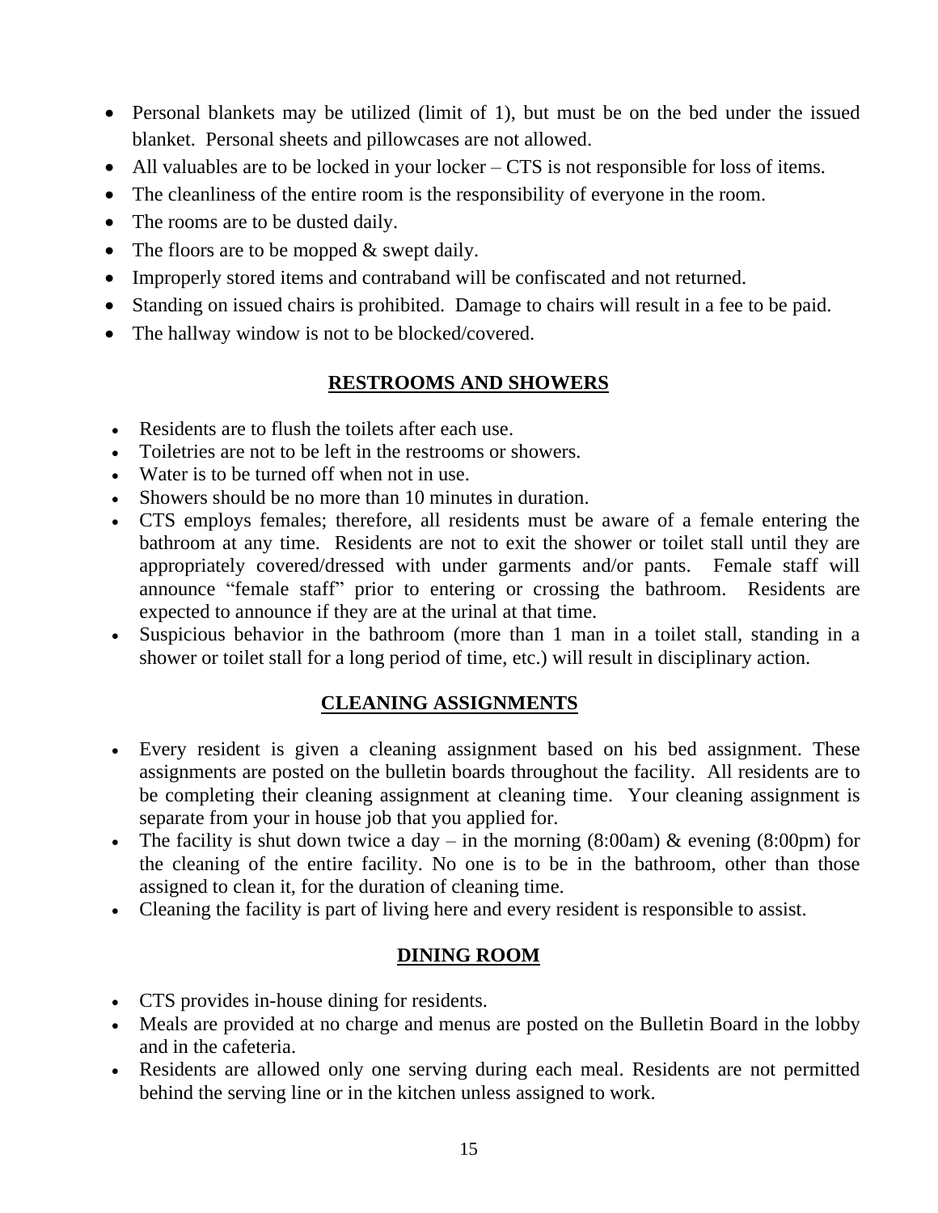- Personal blankets may be utilized (limit of 1), but must be on the bed under the issued blanket. Personal sheets and pillowcases are not allowed.
- All valuables are to be locked in your locker – CTS is not responsible for loss of items.
- The cleanliness of the entire room is the responsibility of everyone in the room.
- The rooms are to be dusted daily.
- The floors are to be mopped & swept daily.
- Improperly stored items and contraband will be confiscated and not returned.
- Standing on issued chairs is prohibited. Damage to chairs will result in a fee to be paid.
- The hallway window is not to be blocked/covered.

## RESTROOMS AND SHOWERS

- Residents are to flush the toilets after each use.
- Toiletries are not to be left in the restrooms or showers.
- Water is to be turned off when not in use.
- Showers should be no more than 10 minutes in duration.
- CTS employs females; therefore, all residents must be aware of a female entering the bathroom at any time. Residents are not to exit the shower or toilet stall until they are appropriately covered/dressed with under garments and/or pants. Female staff will announce "female staff" prior to entering or crossing the bathroom. Residents are expected to announce if they are at the urinal at that time.
- Suspicious behavior in the bathroom (more than 1 man in a toilet stall, standing in a shower or toilet stall for a long period of time, etc.) will result in disciplinary action.

## CLEANING ASSIGNMENTS

- Every resident is given a cleaning assignment based on his bed assignment. These assignments are posted on the bulletin boards throughout the facility. All residents are to be completing their cleaning assignment at cleaning time. Your cleaning assignment is separate from your in house job that you applied for.
- The facility is shut down twice a day – in the morning (8:00am) & evening (8:00pm) for the cleaning of the entire facility. No one is to be in the bathroom, other than those assigned to clean it, for the duration of cleaning time.
- Cleaning the facility is part of living here and every resident is responsible to assist.

## DINING ROOM

- CTS provides in-house dining for residents.
- Meals are provided at no charge and menus are posted on the Bulletin Board in the lobby and in the cafeteria.
- Residents are allowed only one serving during each meal. Residents are not permitted behind the serving line or in the kitchen unless assigned to work.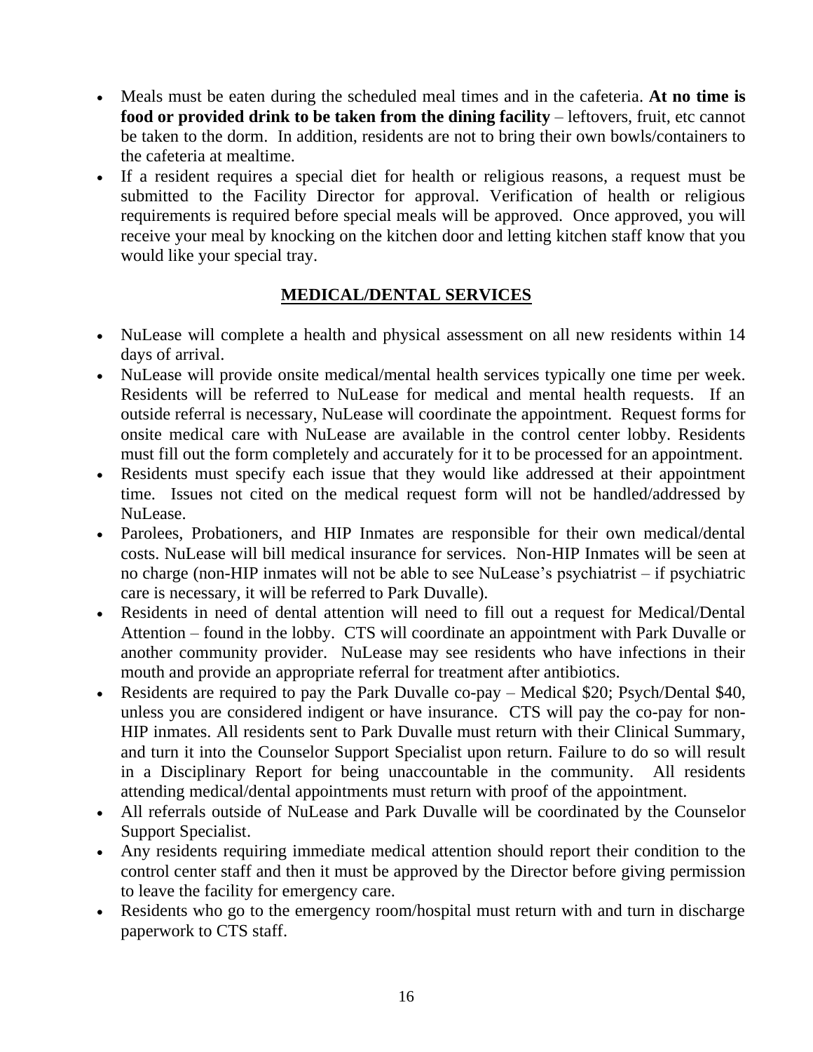- Meals must be eaten during the scheduled meal times and in the cafeteria. **At no time is food or provided drink to be taken from the dining facility** – leftovers, fruit, etc cannot be taken to the dorm. In addition, residents are not to bring their own bowls/containers to the cafeteria at mealtime.
- If a resident requires a special diet for health or religious reasons, a request must be submitted to the Facility Director for approval. Verification of health or religious requirements is required before special meals will be approved. Once approved, you will receive your meal by knocking on the kitchen door and letting kitchen staff know that you would like your special tray.

## MEDICAL/DENTAL SERVICES

- NuLease will complete a health and physical assessment on all new residents within 14 days of arrival.
- NuLease will provide onsite medical/mental health services typically one time per week. Residents will be referred to NuLease for medical and mental health requests. If an outside referral is necessary, NuLease will coordinate the appointment. Request forms for onsite medical care with NuLease are available in the control center lobby. Residents must fill out the form completely and accurately for it to be processed for an appointment.
- Residents must specify each issue that they would like addressed at their appointment time. Issues not cited on the medical request form will not be handled/addressed by NuLease.
- Parolees, Probationers, and HIP Inmates are responsible for their own medical/dental costs. NuLease will bill medical insurance for services. Non-HIP Inmates will be seen at no charge (non-HIP inmates will not be able to see NuLease's psychiatrist – if psychiatric care is necessary, it will be referred to Park Duvalle).
- Residents in need of dental attention will need to fill out a request for Medical/Dental Attention – found in the lobby. CTS will coordinate an appointment with Park Duvalle or another community provider. NuLease may see residents who have infections in their mouth and provide an appropriate referral for treatment after antibiotics.
- Residents are required to pay the Park Duvalle co-pay – Medical $20; Psych/Dental $40, unless you are considered indigent or have insurance. CTS will pay the co-pay for non-HIP inmates. All residents sent to Park Duvalle must return with their Clinical Summary, and turn it into the Counselor Support Specialist upon return. Failure to do so will result in a Disciplinary Report for being unaccountable in the community. All residents attending medical/dental appointments must return with proof of the appointment.
- All referrals outside of NuLease and Park Duvalle will be coordinated by the Counselor Support Specialist.
- Any residents requiring immediate medical attention should report their condition to the control center staff and then it must be approved by the Director before giving permission to leave the facility for emergency care.
- Residents who go to the emergency room/hospital must return with and turn in discharge paperwork to CTS staff.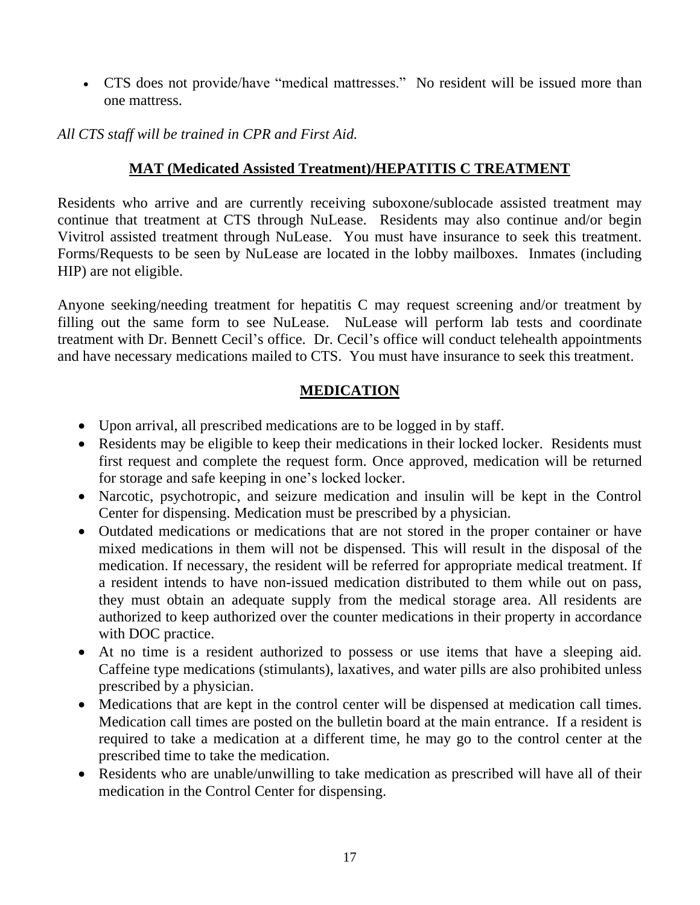- CTS does not provide/have "medical mattresses." No resident will be issued more than one mattress.

*All CTS staff will be trained in CPR and First Aid.*

## **MAT (Medicated Assisted Treatment)/HEPATITIS C TREATMENT**

Residents who arrive and are currently receiving suboxone/sublocade assisted treatment may continue that treatment at CTS through NuLease. Residents may also continue and/or begin Vivitrol assisted treatment through NuLease. You must have insurance to seek this treatment. Forms/Requests to be seen by NuLease are located in the lobby mailboxes. Inmates (including HIP) are not eligible.

Anyone seeking/needing treatment for hepatitis C may request screening and/or treatment by filling out the same form to see NuLease. NuLease will perform lab tests and coordinate treatment with Dr. Bennett Cecil's office. Dr. Cecil's office will conduct telehealth appointments and have necessary medications mailed to CTS. You must have insurance to seek this treatment.

## **MEDICATION**

- Upon arrival, all prescribed medications are to be logged in by staff.
- Residents may be eligible to keep their medications in their locked locker. Residents must first request and complete the request form. Once approved, medication will be returned for storage and safe keeping in one's locked locker.
- Narcotic, psychotropic, and seizure medication and insulin will be kept in the Control Center for dispensing. Medication must be prescribed by a physician.
- Outdated medications or medications that are not stored in the proper container or have mixed medications in them will not be dispensed. This will result in the disposal of the medication. If necessary, the resident will be referred for appropriate medical treatment. If a resident intends to have non-issued medication distributed to them while out on pass, they must obtain an adequate supply from the medical storage area. All residents are authorized to keep authorized over the counter medications in their property in accordance with DOC practice.
- At no time is a resident authorized to possess or use items that have a sleeping aid. Caffeine type medications (stimulants), laxatives, and water pills are also prohibited unless prescribed by a physician.
- Medications that are kept in the control center will be dispensed at medication call times. Medication call times are posted on the bulletin board at the main entrance. If a resident is required to take a medication at a different time, he may go to the control center at the prescribed time to take the medication.
- Residents who are unable/unwilling to take medication as prescribed will have all of their medication in the Control Center for dispensing.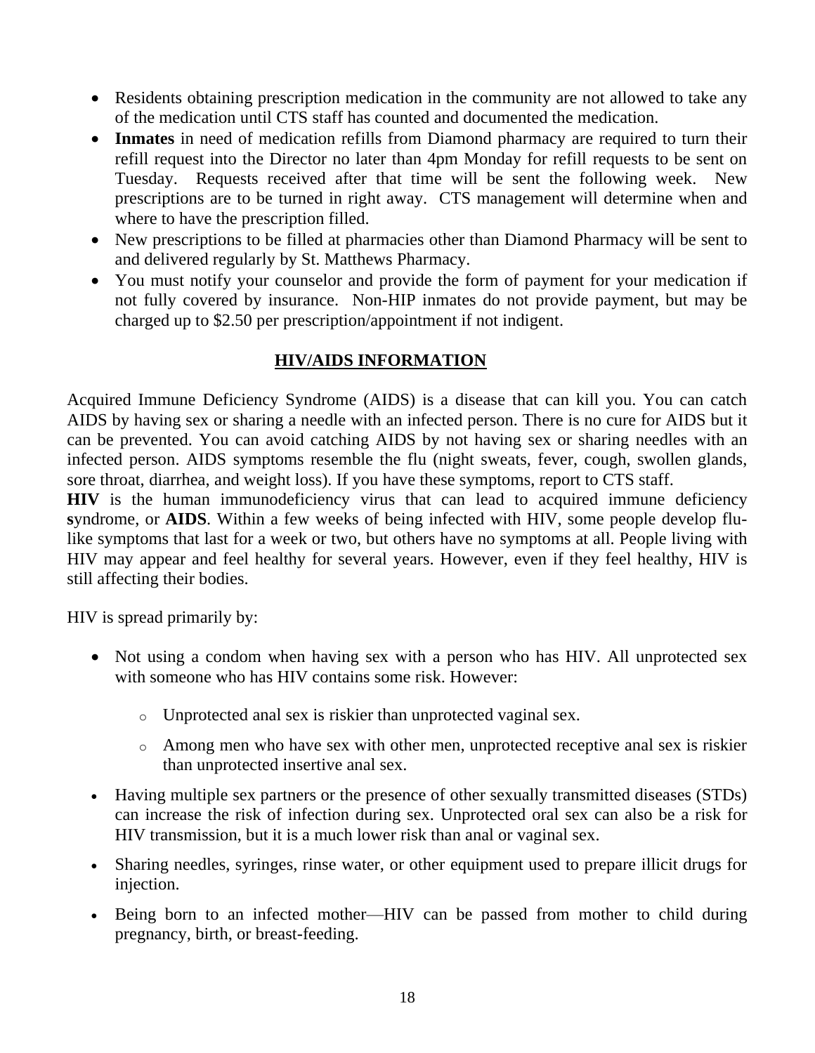- Residents obtaining prescription medication in the community are not allowed to take any of the medication until CTS staff has counted and documented the medication.
- **Inmates** in need of medication refills from Diamond pharmacy are required to turn their refill request into the Director no later than 4pm Monday for refill requests to be sent on Tuesday. Requests received after that time will be sent the following week. New prescriptions are to be turned in right away. CTS management will determine when and where to have the prescription filled.
- New prescriptions to be filled at pharmacies other than Diamond Pharmacy will be sent to and delivered regularly by St. Matthews Pharmacy.
- You must notify your counselor and provide the form of payment for your medication if not fully covered by insurance. Non-HIP inmates do not provide payment, but may be charged up to $2.50 per prescription/appointment if not indigent.

## HIV/AIDS INFORMATION

Acquired Immune Deficiency Syndrome (AIDS) is a disease that can kill you. You can catch AIDS by having sex or sharing a needle with an infected person. There is no cure for AIDS but it can be prevented. You can avoid catching AIDS by not having sex or sharing needles with an infected person. AIDS symptoms resemble the flu (night sweats, fever, cough, swollen glands, sore throat, diarrhea, and weight loss). If you have these symptoms, report to CTS staff.

**HIV** is the human immunodeficiency virus that can lead to acquired immune deficiency **s**yndrome, or **AIDS**. Within a few weeks of being infected with HIV, some people develop flu-like symptoms that last for a week or two, but others have no symptoms at all. People living with HIV may appear and feel healthy for several years. However, even if they feel healthy, HIV is still affecting their bodies.

HIV is spread primarily by:

- Not using a condom when having sex with a person who has HIV. All unprotected sex with someone who has HIV contains some risk. However:
  - Unprotected anal sex is riskier than unprotected vaginal sex.
  - Among men who have sex with other men, unprotected receptive anal sex is riskier than unprotected insertive anal sex.
- Having multiple sex partners or the presence of other sexually transmitted diseases (STDs) can increase the risk of infection during sex. Unprotected oral sex can also be a risk for HIV transmission, but it is a much lower risk than anal or vaginal sex.
- Sharing needles, syringes, rinse water, or other equipment used to prepare illicit drugs for injection.
- Being born to an infected mother—HIV can be passed from mother to child during pregnancy, birth, or breast-feeding.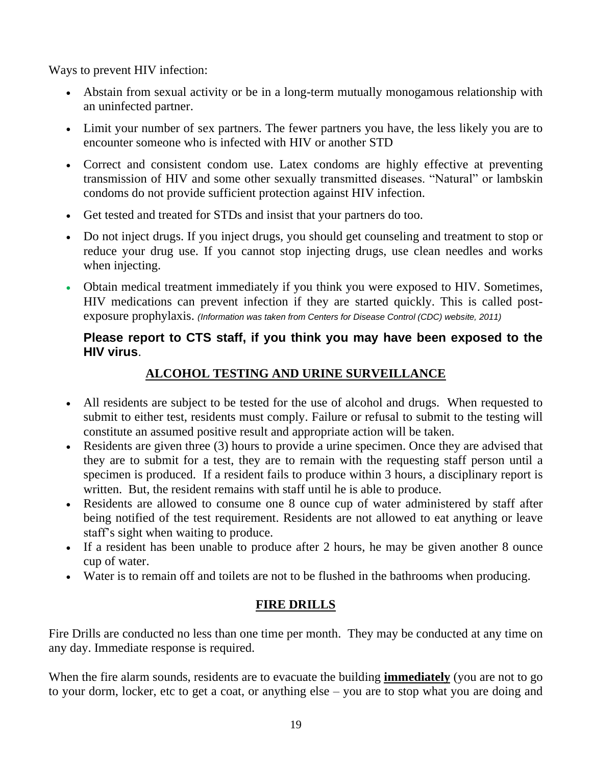Ways to prevent HIV infection:

- Abstain from sexual activity or be in a long-term mutually monogamous relationship with an uninfected partner.
- Limit your number of sex partners. The fewer partners you have, the less likely you are to encounter someone who is infected with HIV or another STD
- Correct and consistent condom use. Latex condoms are highly effective at preventing transmission of HIV and some other sexually transmitted diseases. "Natural" or lambskin condoms do not provide sufficient protection against HIV infection.
- Get tested and treated for STDs and insist that your partners do too.
- Do not inject drugs. If you inject drugs, you should get counseling and treatment to stop or reduce your drug use. If you cannot stop injecting drugs, use clean needles and works when injecting.
- Obtain medical treatment immediately if you think you were exposed to HIV. Sometimes, HIV medications can prevent infection if they are started quickly. This is called post-exposure prophylaxis. *(Information was taken from Centers for Disease Control (CDC) website, 2011)*

**Please report to CTS staff, if you think you may have been exposed to the HIV virus**.

## ALCOHOL TESTING AND URINE SURVEILLANCE

- All residents are subject to be tested for the use of alcohol and drugs. When requested to submit to either test, residents must comply. Failure or refusal to submit to the testing will constitute an assumed positive result and appropriate action will be taken.
- Residents are given three (3) hours to provide a urine specimen. Once they are advised that they are to submit for a test, they are to remain with the requesting staff person until a specimen is produced. If a resident fails to produce within 3 hours, a disciplinary report is written. But, the resident remains with staff until he is able to produce.
- Residents are allowed to consume one 8 ounce cup of water administered by staff after being notified of the test requirement. Residents are not allowed to eat anything or leave staff's sight when waiting to produce.
- If a resident has been unable to produce after 2 hours, he may be given another 8 ounce cup of water.
- Water is to remain off and toilets are not to be flushed in the bathrooms when producing.

## FIRE DRILLS

Fire Drills are conducted no less than one time per month. They may be conducted at any time on any day. Immediate response is required.

When the fire alarm sounds, residents are to evacuate the building **immediately** (you are not to go to your dorm, locker, etc to get a coat, or anything else – you are to stop what you are doing and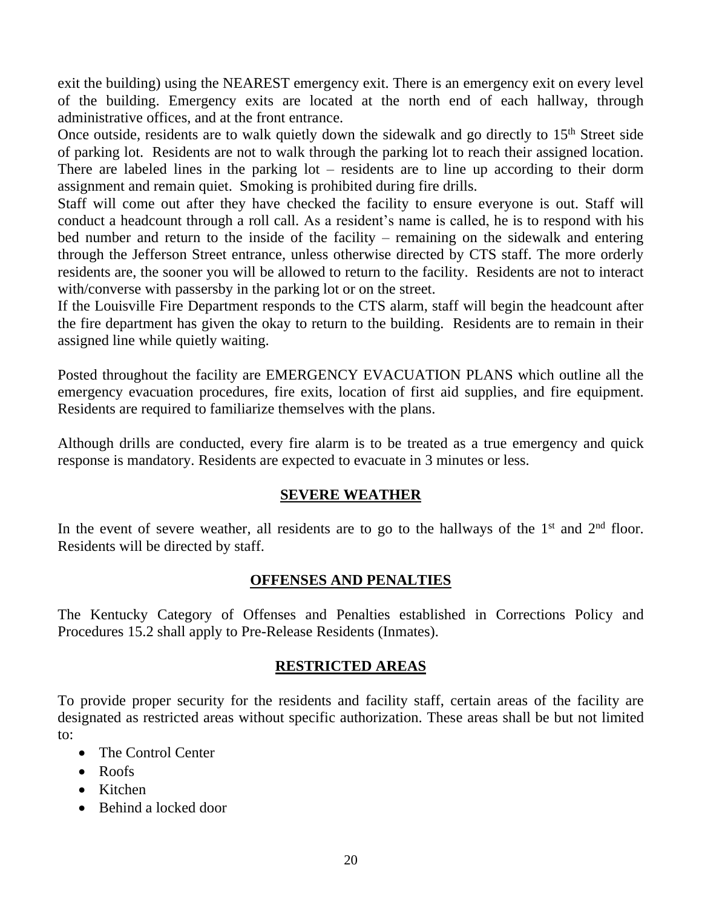exit the building) using the NEAREST emergency exit. There is an emergency exit on every level of the building. Emergency exits are located at the north end of each hallway, through administrative offices, and at the front entrance.

Once outside, residents are to walk quietly down the sidewalk and go directly to 15th Street side of parking lot. Residents are not to walk through the parking lot to reach their assigned location. There are labeled lines in the parking lot – residents are to line up according to their dorm assignment and remain quiet. Smoking is prohibited during fire drills.

Staff will come out after they have checked the facility to ensure everyone is out. Staff will conduct a headcount through a roll call. As a resident's name is called, he is to respond with his bed number and return to the inside of the facility – remaining on the sidewalk and entering through the Jefferson Street entrance, unless otherwise directed by CTS staff. The more orderly residents are, the sooner you will be allowed to return to the facility. Residents are not to interact with/converse with passersby in the parking lot or on the street.

If the Louisville Fire Department responds to the CTS alarm, staff will begin the headcount after the fire department has given the okay to return to the building. Residents are to remain in their assigned line while quietly waiting.

Posted throughout the facility are EMERGENCY EVACUATION PLANS which outline all the emergency evacuation procedures, fire exits, location of first aid supplies, and fire equipment. Residents are required to familiarize themselves with the plans.

Although drills are conducted, every fire alarm is to be treated as a true emergency and quick response is mandatory. Residents are expected to evacuate in 3 minutes or less.

## SEVERE WEATHER

In the event of severe weather, all residents are to go to the hallways of the 1st and 2nd floor. Residents will be directed by staff.

## OFFENSES AND PENALTIES

The Kentucky Category of Offenses and Penalties established in Corrections Policy and Procedures 15.2 shall apply to Pre-Release Residents (Inmates).

## RESTRICTED AREAS

To provide proper security for the residents and facility staff, certain areas of the facility are designated as restricted areas without specific authorization. These areas shall be but not limited to:

- The Control Center
- Roofs
- Kitchen
- Behind a locked door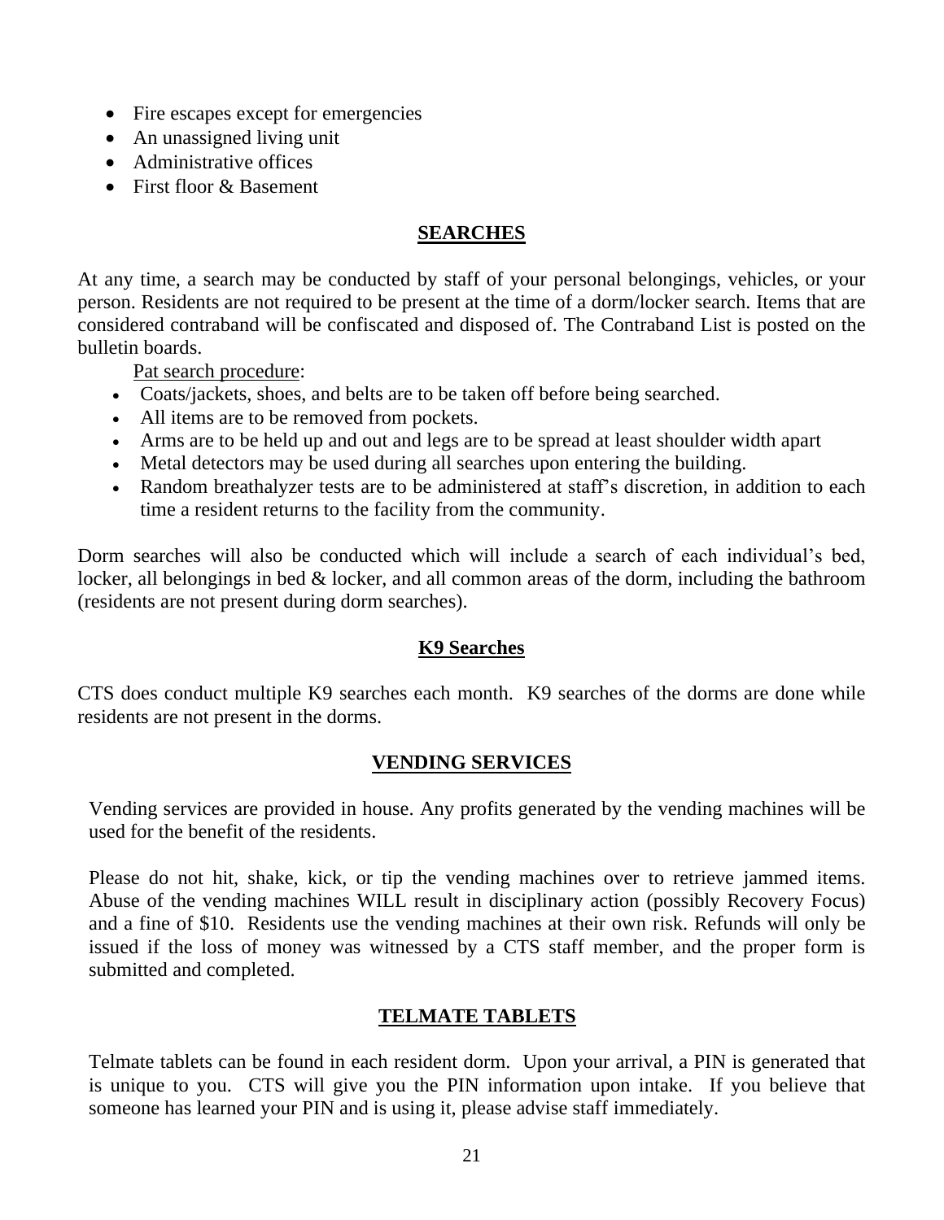- Fire escapes except for emergencies
- An unassigned living unit
- Administrative offices
- First floor & Basement

## SEARCHES

At any time, a search may be conducted by staff of your personal belongings, vehicles, or your person. Residents are not required to be present at the time of a dorm/locker search. Items that are considered contraband will be confiscated and disposed of. The Contraband List is posted on the bulletin boards.

Pat search procedure:

- Coats/jackets, shoes, and belts are to be taken off before being searched.
- All items are to be removed from pockets.
- Arms are to be held up and out and legs are to be spread at least shoulder width apart
- Metal detectors may be used during all searches upon entering the building.
- Random breathalyzer tests are to be administered at staff's discretion, in addition to each time a resident returns to the facility from the community.

Dorm searches will also be conducted which will include a search of each individual's bed, locker, all belongings in bed & locker, and all common areas of the dorm, including the bathroom (residents are not present during dorm searches).

## K9 Searches

CTS does conduct multiple K9 searches each month. K9 searches of the dorms are done while residents are not present in the dorms.

## VENDING SERVICES

Vending services are provided in house. Any profits generated by the vending machines will be used for the benefit of the residents.

Please do not hit, shake, kick, or tip the vending machines over to retrieve jammed items. Abuse of the vending machines WILL result in disciplinary action (possibly Recovery Focus) and a fine of $10. Residents use the vending machines at their own risk. Refunds will only be issued if the loss of money was witnessed by a CTS staff member, and the proper form is submitted and completed.

## TELMATE TABLETS

Telmate tablets can be found in each resident dorm. Upon your arrival, a PIN is generated that is unique to you. CTS will give you the PIN information upon intake. If you believe that someone has learned your PIN and is using it, please advise staff immediately.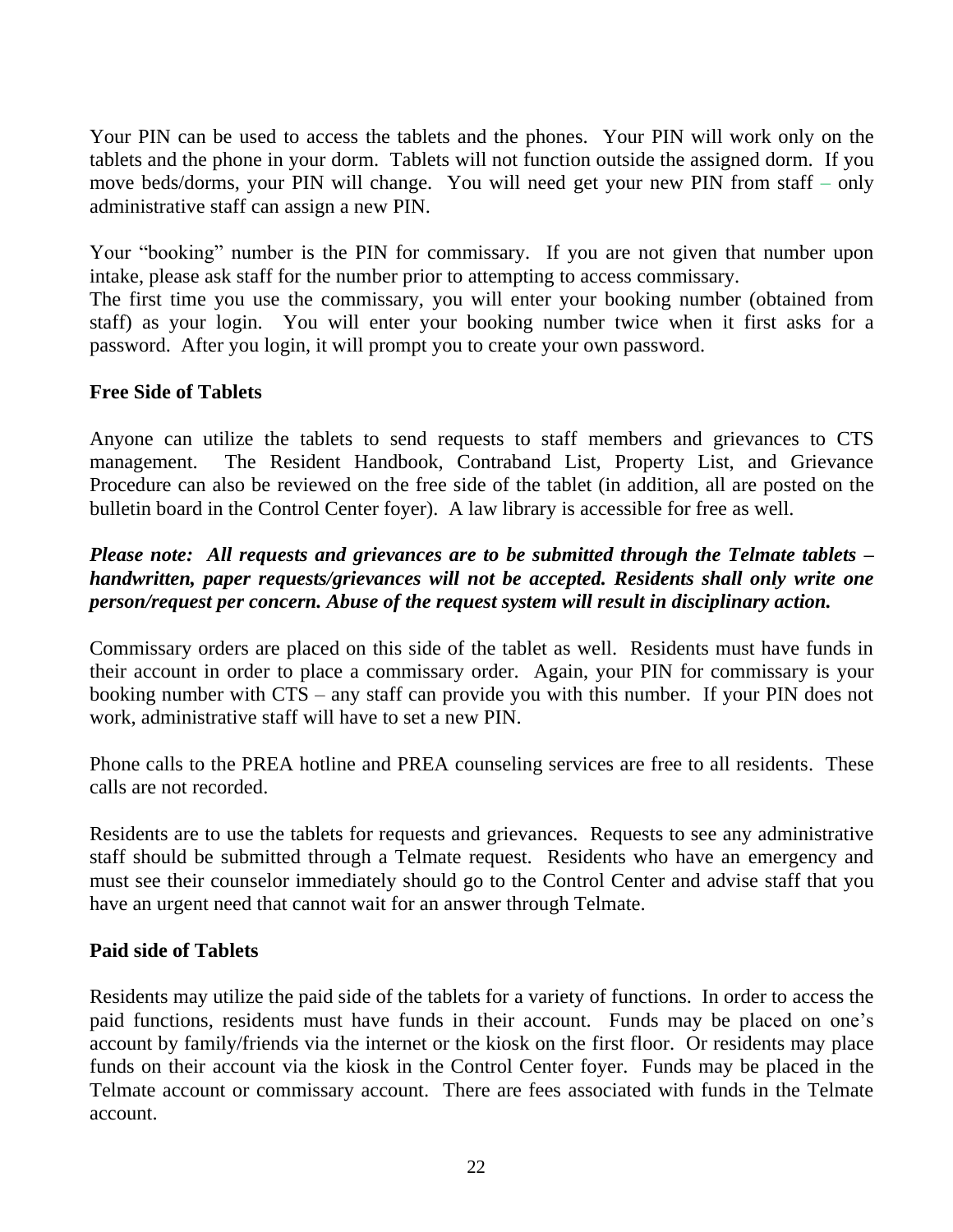Your PIN can be used to access the tablets and the phones. Your PIN will work only on the tablets and the phone in your dorm. Tablets will not function outside the assigned dorm. If you move beds/dorms, your PIN will change. You will need get your new PIN from staff – only administrative staff can assign a new PIN.

Your "booking" number is the PIN for commissary. If you are not given that number upon intake, please ask staff for the number prior to attempting to access commissary.
The first time you use the commissary, you will enter your booking number (obtained from staff) as your login. You will enter your booking number twice when it first asks for a password. After you login, it will prompt you to create your own password.

**Free Side of Tablets**

Anyone can utilize the tablets to send requests to staff members and grievances to CTS management. The Resident Handbook, Contraband List, Property List, and Grievance Procedure can also be reviewed on the free side of the tablet (in addition, all are posted on the bulletin board in the Control Center foyer). A law library is accessible for free as well.

***Please note: All requests and grievances are to be submitted through the Telmate tablets – handwritten, paper requests/grievances will not be accepted. Residents shall only write one person/request per concern. Abuse of the request system will result in disciplinary action.***

Commissary orders are placed on this side of the tablet as well. Residents must have funds in their account in order to place a commissary order. Again, your PIN for commissary is your booking number with CTS – any staff can provide you with this number. If your PIN does not work, administrative staff will have to set a new PIN.

Phone calls to the PREA hotline and PREA counseling services are free to all residents. These calls are not recorded.

Residents are to use the tablets for requests and grievances. Requests to see any administrative staff should be submitted through a Telmate request. Residents who have an emergency and must see their counselor immediately should go to the Control Center and advise staff that you have an urgent need that cannot wait for an answer through Telmate.

**Paid side of Tablets**

Residents may utilize the paid side of the tablets for a variety of functions. In order to access the paid functions, residents must have funds in their account. Funds may be placed on one's account by family/friends via the internet or the kiosk on the first floor. Or residents may place funds on their account via the kiosk in the Control Center foyer. Funds may be placed in the Telmate account or commissary account. There are fees associated with funds in the Telmate account.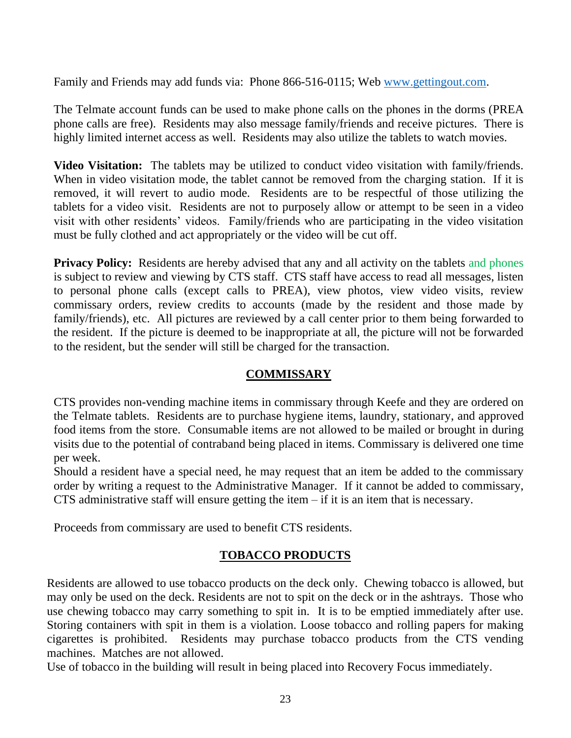Family and Friends may add funds via: Phone 866-516-0115; Web [www.gettingout.com](http://www.gettingout.com).

The Telmate account funds can be used to make phone calls on the phones in the dorms (PREA phone calls are free). Residents may also message family/friends and receive pictures. There is highly limited internet access as well. Residents may also utilize the tablets to watch movies.

**Video Visitation:** The tablets may be utilized to conduct video visitation with family/friends. When in video visitation mode, the tablet cannot be removed from the charging station. If it is removed, it will revert to audio mode. Residents are to be respectful of those utilizing the tablets for a video visit. Residents are not to purposely allow or attempt to be seen in a video visit with other residents' videos. Family/friends who are participating in the video visitation must be fully clothed and act appropriately or the video will be cut off.

**Privacy Policy:** Residents are hereby advised that any and all activity on the tablets and phones is subject to review and viewing by CTS staff. CTS staff have access to read all messages, listen to personal phone calls (except calls to PREA), view photos, view video visits, review commissary orders, review credits to accounts (made by the resident and those made by family/friends), etc. All pictures are reviewed by a call center prior to them being forwarded to the resident. If the picture is deemed to be inappropriate at all, the picture will not be forwarded to the resident, but the sender will still be charged for the transaction.

## COMMISSARY

CTS provides non-vending machine items in commissary through Keefe and they are ordered on the Telmate tablets. Residents are to purchase hygiene items, laundry, stationary, and approved food items from the store. Consumable items are not allowed to be mailed or brought in during visits due to the potential of contraband being placed in items. Commissary is delivered one time per week.

Should a resident have a special need, he may request that an item be added to the commissary order by writing a request to the Administrative Manager. If it cannot be added to commissary, CTS administrative staff will ensure getting the item – if it is an item that is necessary.

Proceeds from commissary are used to benefit CTS residents.

## TOBACCO PRODUCTS

Residents are allowed to use tobacco products on the deck only. Chewing tobacco is allowed, but may only be used on the deck. Residents are not to spit on the deck or in the ashtrays. Those who use chewing tobacco may carry something to spit in. It is to be emptied immediately after use. Storing containers with spit in them is a violation. Loose tobacco and rolling papers for making cigarettes is prohibited. Residents may purchase tobacco products from the CTS vending machines. Matches are not allowed.

Use of tobacco in the building will result in being placed into Recovery Focus immediately.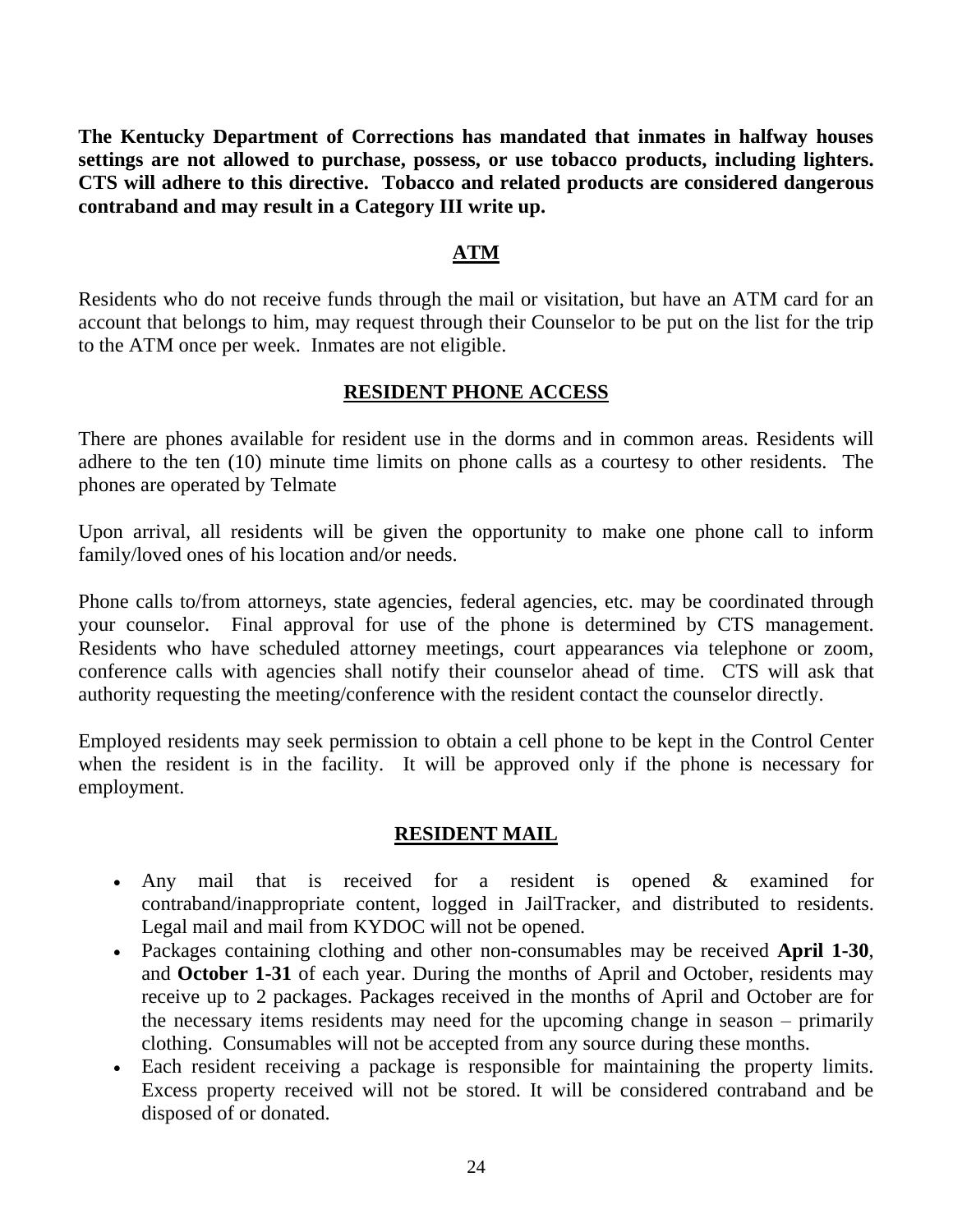**The Kentucky Department of Corrections has mandated that inmates in halfway houses settings are not allowed to purchase, possess, or use tobacco products, including lighters. CTS will adhere to this directive. Tobacco and related products are considered dangerous contraband and may result in a Category III write up.**

## ATM

Residents who do not receive funds through the mail or visitation, but have an ATM card for an account that belongs to him, may request through their Counselor to be put on the list for the trip to the ATM once per week. Inmates are not eligible.

## RESIDENT PHONE ACCESS

There are phones available for resident use in the dorms and in common areas. Residents will adhere to the ten (10) minute time limits on phone calls as a courtesy to other residents. The phones are operated by Telmate

Upon arrival, all residents will be given the opportunity to make one phone call to inform family/loved ones of his location and/or needs.

Phone calls to/from attorneys, state agencies, federal agencies, etc. may be coordinated through your counselor. Final approval for use of the phone is determined by CTS management. Residents who have scheduled attorney meetings, court appearances via telephone or zoom, conference calls with agencies shall notify their counselor ahead of time. CTS will ask that authority requesting the meeting/conference with the resident contact the counselor directly.

Employed residents may seek permission to obtain a cell phone to be kept in the Control Center when the resident is in the facility. It will be approved only if the phone is necessary for employment.

## RESIDENT MAIL

- Any mail that is received for a resident is opened & examined for contraband/inappropriate content, logged in JailTracker, and distributed to residents. Legal mail and mail from KYDOC will not be opened.
- Packages containing clothing and other non-consumables may be received **April 1-30**, and **October 1-31** of each year. During the months of April and October, residents may receive up to 2 packages. Packages received in the months of April and October are for the necessary items residents may need for the upcoming change in season – primarily clothing. Consumables will not be accepted from any source during these months.
- Each resident receiving a package is responsible for maintaining the property limits. Excess property received will not be stored. It will be considered contraband and be disposed of or donated.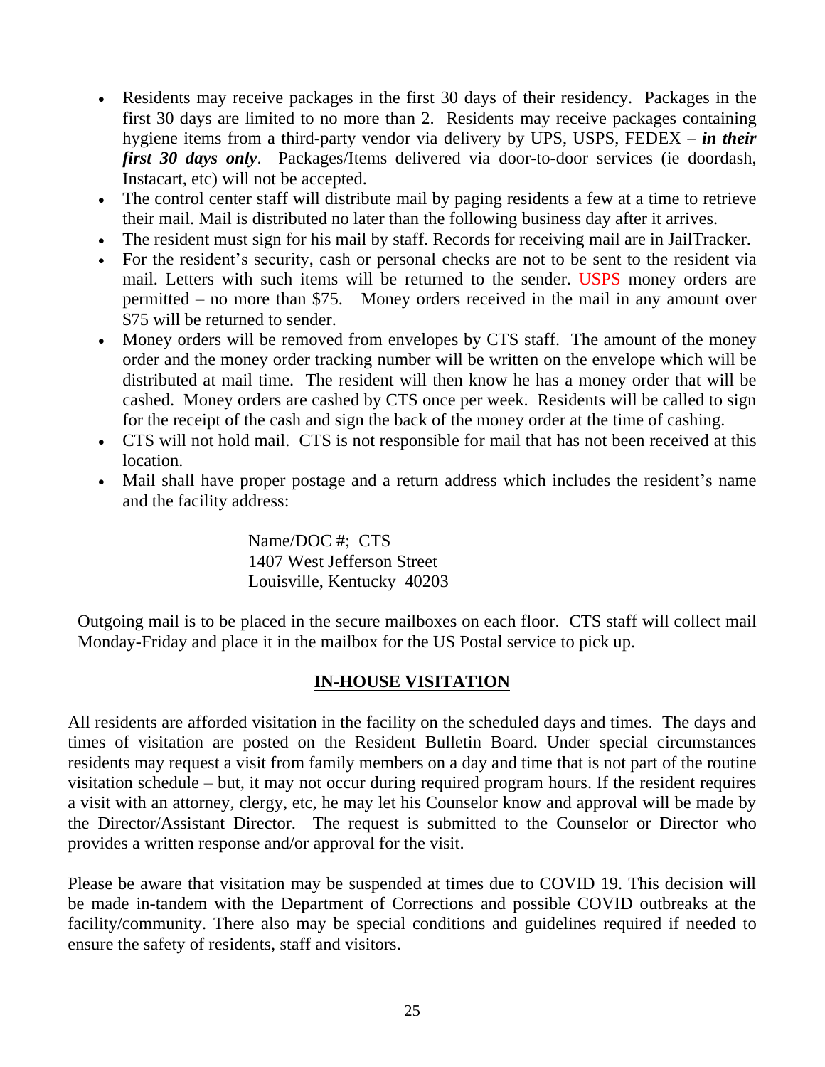- Residents may receive packages in the first 30 days of their residency. Packages in the first 30 days are limited to no more than 2. Residents may receive packages containing hygiene items from a third-party vendor via delivery by UPS, USPS, FEDEX – ***in their first 30 days only***. Packages/Items delivered via door-to-door services (ie doordash, Instacart, etc) will not be accepted.
- The control center staff will distribute mail by paging residents a few at a time to retrieve their mail. Mail is distributed no later than the following business day after it arrives.
- The resident must sign for his mail by staff. Records for receiving mail are in JailTracker.
- For the resident's security, cash or personal checks are not to be sent to the resident via mail. Letters with such items will be returned to the sender. USPS money orders are permitted – no more than $75. Money orders received in the mail in any amount over $75 will be returned to sender.
- Money orders will be removed from envelopes by CTS staff. The amount of the money order and the money order tracking number will be written on the envelope which will be distributed at mail time. The resident will then know he has a money order that will be cashed. Money orders are cashed by CTS once per week. Residents will be called to sign for the receipt of the cash and sign the back of the money order at the time of cashing.
- CTS will not hold mail. CTS is not responsible for mail that has not been received at this location.
- Mail shall have proper postage and a return address which includes the resident's name and the facility address:

  Name/DOC #; CTS
  1407 West Jefferson Street
  Louisville, Kentucky 40203

Outgoing mail is to be placed in the secure mailboxes on each floor. CTS staff will collect mail Monday-Friday and place it in the mailbox for the US Postal service to pick up.

## IN-HOUSE VISITATION

All residents are afforded visitation in the facility on the scheduled days and times. The days and times of visitation are posted on the Resident Bulletin Board. Under special circumstances residents may request a visit from family members on a day and time that is not part of the routine visitation schedule – but, it may not occur during required program hours. If the resident requires a visit with an attorney, clergy, etc, he may let his Counselor know and approval will be made by the Director/Assistant Director. The request is submitted to the Counselor or Director who provides a written response and/or approval for the visit.

Please be aware that visitation may be suspended at times due to COVID 19. This decision will be made in-tandem with the Department of Corrections and possible COVID outbreaks at the facility/community. There also may be special conditions and guidelines required if needed to ensure the safety of residents, staff and visitors.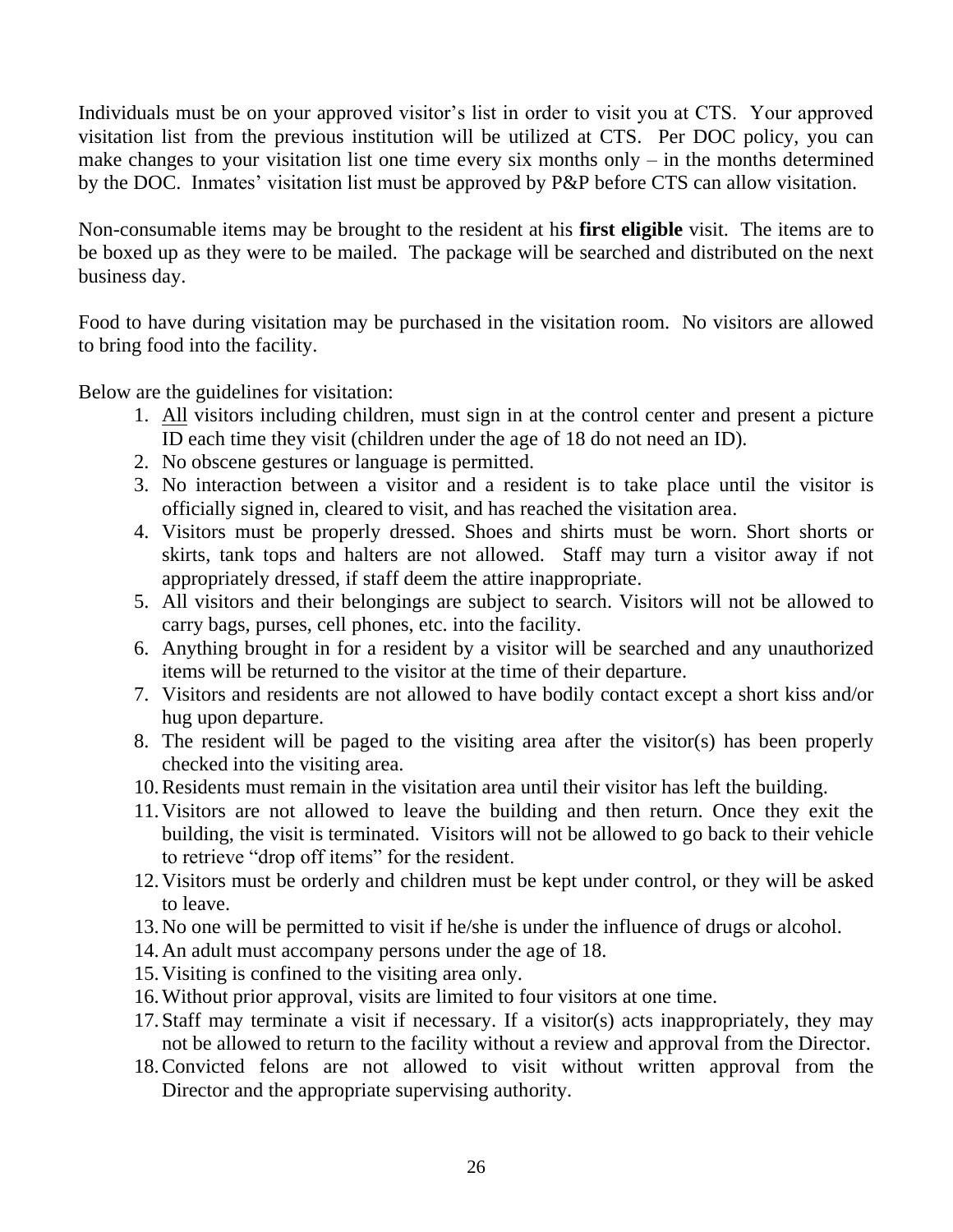Individuals must be on your approved visitor's list in order to visit you at CTS. Your approved visitation list from the previous institution will be utilized at CTS. Per DOC policy, you can make changes to your visitation list one time every six months only – in the months determined by the DOC. Inmates' visitation list must be approved by P&P before CTS can allow visitation.

Non-consumable items may be brought to the resident at his **first eligible** visit. The items are to be boxed up as they were to be mailed. The package will be searched and distributed on the next business day.

Food to have during visitation may be purchased in the visitation room. No visitors are allowed to bring food into the facility.

Below are the guidelines for visitation:

1. All visitors including children, must sign in at the control center and present a picture ID each time they visit (children under the age of 18 do not need an ID).
2. No obscene gestures or language is permitted.
3. No interaction between a visitor and a resident is to take place until the visitor is officially signed in, cleared to visit, and has reached the visitation area.
4. Visitors must be properly dressed. Shoes and shirts must be worn. Short shorts or skirts, tank tops and halters are not allowed. Staff may turn a visitor away if not appropriately dressed, if staff deem the attire inappropriate.
5. All visitors and their belongings are subject to search. Visitors will not be allowed to carry bags, purses, cell phones, etc. into the facility.
6. Anything brought in for a resident by a visitor will be searched and any unauthorized items will be returned to the visitor at the time of their departure.
7. Visitors and residents are not allowed to have bodily contact except a short kiss and/or hug upon departure.
8. The resident will be paged to the visiting area after the visitor(s) has been properly checked into the visiting area.
10. Residents must remain in the visitation area until their visitor has left the building.
11. Visitors are not allowed to leave the building and then return. Once they exit the building, the visit is terminated. Visitors will not be allowed to go back to their vehicle to retrieve "drop off items" for the resident.
12. Visitors must be orderly and children must be kept under control, or they will be asked to leave.
13. No one will be permitted to visit if he/she is under the influence of drugs or alcohol.
14. An adult must accompany persons under the age of 18.
15. Visiting is confined to the visiting area only.
16. Without prior approval, visits are limited to four visitors at one time.
17. Staff may terminate a visit if necessary. If a visitor(s) acts inappropriately, they may not be allowed to return to the facility without a review and approval from the Director.
18. Convicted felons are not allowed to visit without written approval from the Director and the appropriate supervising authority.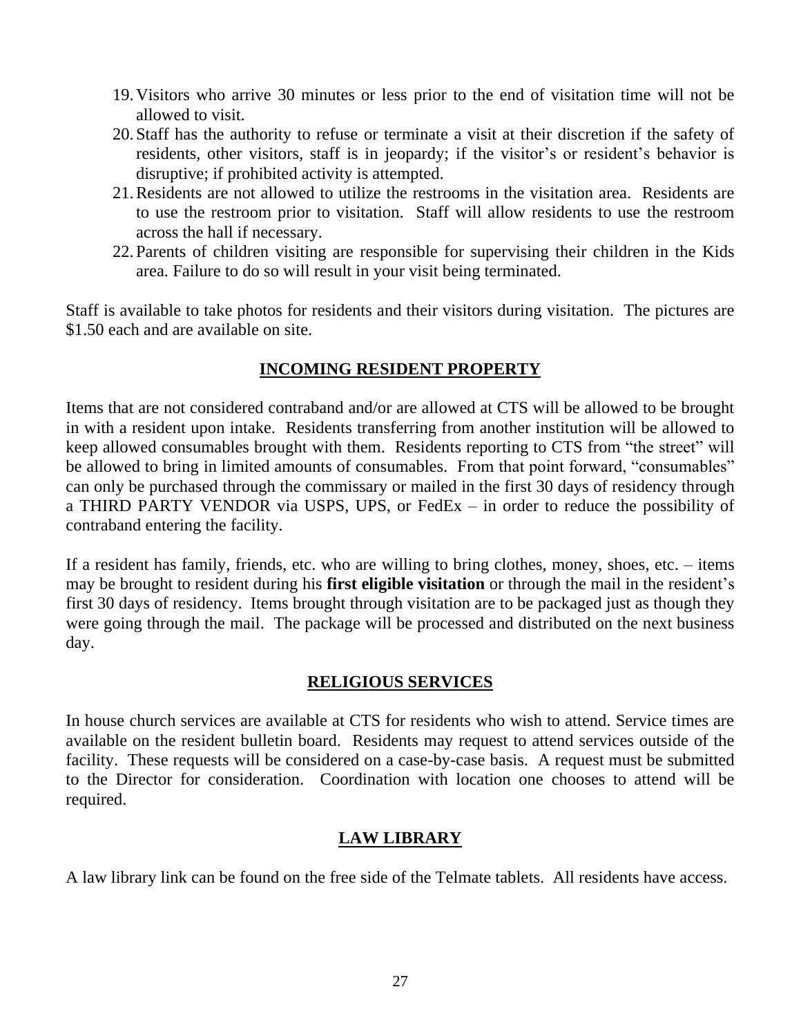19. Visitors who arrive 30 minutes or less prior to the end of visitation time will not be allowed to visit.
20. Staff has the authority to refuse or terminate a visit at their discretion if the safety of residents, other visitors, staff is in jeopardy; if the visitor's or resident's behavior is disruptive; if prohibited activity is attempted.
21. Residents are not allowed to utilize the restrooms in the visitation area. Residents are to use the restroom prior to visitation. Staff will allow residents to use the restroom across the hall if necessary.
22. Parents of children visiting are responsible for supervising their children in the Kids area. Failure to do so will result in your visit being terminated.

Staff is available to take photos for residents and their visitors during visitation. The pictures are $1.50 each and are available on site.

## INCOMING RESIDENT PROPERTY

Items that are not considered contraband and/or are allowed at CTS will be allowed to be brought in with a resident upon intake. Residents transferring from another institution will be allowed to keep allowed consumables brought with them. Residents reporting to CTS from "the street" will be allowed to bring in limited amounts of consumables. From that point forward, "consumables" can only be purchased through the commissary or mailed in the first 30 days of residency through a THIRD PARTY VENDOR via USPS, UPS, or FedEx – in order to reduce the possibility of contraband entering the facility.

If a resident has family, friends, etc. who are willing to bring clothes, money, shoes, etc. – items may be brought to resident during his **first eligible visitation** or through the mail in the resident's first 30 days of residency. Items brought through visitation are to be packaged just as though they were going through the mail. The package will be processed and distributed on the next business day.

## RELIGIOUS SERVICES

In house church services are available at CTS for residents who wish to attend. Service times are available on the resident bulletin board. Residents may request to attend services outside of the facility. These requests will be considered on a case-by-case basis. A request must be submitted to the Director for consideration. Coordination with location one chooses to attend will be required.

## LAW LIBRARY

A law library link can be found on the free side of the Telmate tablets. All residents have access.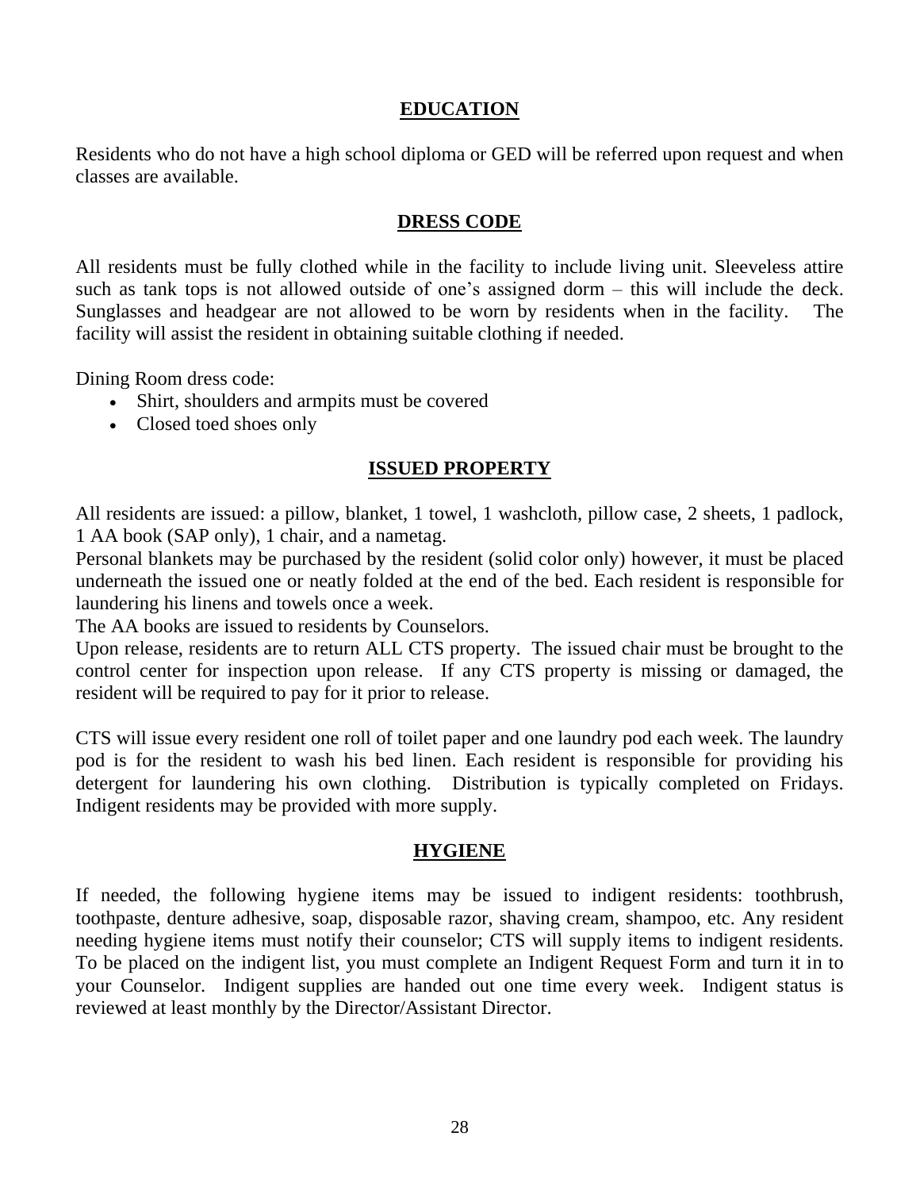## EDUCATION

Residents who do not have a high school diploma or GED will be referred upon request and when classes are available.

## DRESS CODE

All residents must be fully clothed while in the facility to include living unit. Sleeveless attire such as tank tops is not allowed outside of one's assigned dorm – this will include the deck. Sunglasses and headgear are not allowed to be worn by residents when in the facility. The facility will assist the resident in obtaining suitable clothing if needed.

Dining Room dress code:

- Shirt, shoulders and armpits must be covered
- Closed toed shoes only

## ISSUED PROPERTY

All residents are issued: a pillow, blanket, 1 towel, 1 washcloth, pillow case, 2 sheets, 1 padlock, 1 AA book (SAP only), 1 chair, and a nametag.
Personal blankets may be purchased by the resident (solid color only) however, it must be placed underneath the issued one or neatly folded at the end of the bed. Each resident is responsible for laundering his linens and towels once a week.
The AA books are issued to residents by Counselors.
Upon release, residents are to return ALL CTS property. The issued chair must be brought to the control center for inspection upon release. If any CTS property is missing or damaged, the resident will be required to pay for it prior to release.

CTS will issue every resident one roll of toilet paper and one laundry pod each week. The laundry pod is for the resident to wash his bed linen. Each resident is responsible for providing his detergent for laundering his own clothing. Distribution is typically completed on Fridays. Indigent residents may be provided with more supply.

## HYGIENE

If needed, the following hygiene items may be issued to indigent residents: toothbrush, toothpaste, denture adhesive, soap, disposable razor, shaving cream, shampoo, etc. Any resident needing hygiene items must notify their counselor; CTS will supply items to indigent residents. To be placed on the indigent list, you must complete an Indigent Request Form and turn it in to your Counselor. Indigent supplies are handed out one time every week. Indigent status is reviewed at least monthly by the Director/Assistant Director.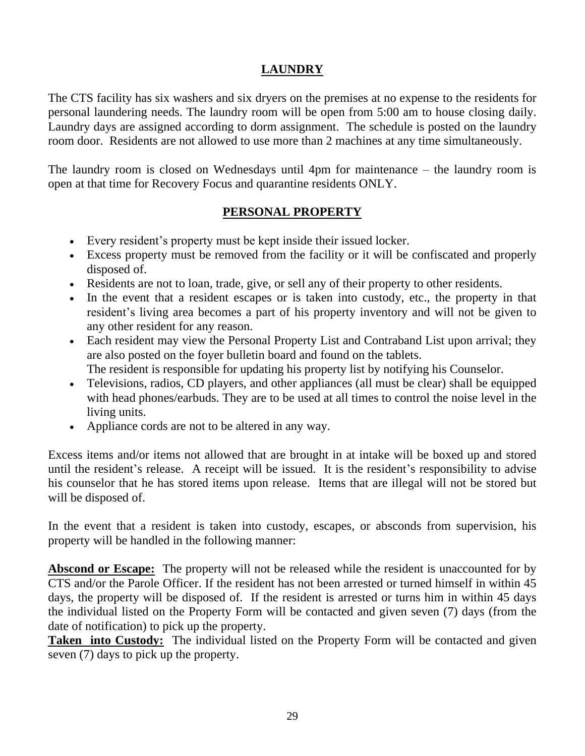## LAUNDRY

The CTS facility has six washers and six dryers on the premises at no expense to the residents for personal laundering needs. The laundry room will be open from 5:00 am to house closing daily. Laundry days are assigned according to dorm assignment. The schedule is posted on the laundry room door. Residents are not allowed to use more than 2 machines at any time simultaneously.

The laundry room is closed on Wednesdays until 4pm for maintenance – the laundry room is open at that time for Recovery Focus and quarantine residents ONLY.

## PERSONAL PROPERTY

- Every resident's property must be kept inside their issued locker.
- Excess property must be removed from the facility or it will be confiscated and properly disposed of.
- Residents are not to loan, trade, give, or sell any of their property to other residents.
- In the event that a resident escapes or is taken into custody, etc., the property in that resident's living area becomes a part of his property inventory and will not be given to any other resident for any reason.
- Each resident may view the Personal Property List and Contraband List upon arrival; they are also posted on the foyer bulletin board and found on the tablets.
  The resident is responsible for updating his property list by notifying his Counselor.
- Televisions, radios, CD players, and other appliances (all must be clear) shall be equipped with head phones/earbuds. They are to be used at all times to control the noise level in the living units.
- Appliance cords are not to be altered in any way.

Excess items and/or items not allowed that are brought in at intake will be boxed up and stored until the resident's release. A receipt will be issued. It is the resident's responsibility to advise his counselor that he has stored items upon release. Items that are illegal will not be stored but will be disposed of.

In the event that a resident is taken into custody, escapes, or absconds from supervision, his property will be handled in the following manner:

**Abscond or Escape:** The property will not be released while the resident is unaccounted for by CTS and/or the Parole Officer. If the resident has not been arrested or turned himself in within 45 days, the property will be disposed of. If the resident is arrested or turns him in within 45 days the individual listed on the Property Form will be contacted and given seven (7) days (from the date of notification) to pick up the property.

**Taken into Custody:** The individual listed on the Property Form will be contacted and given seven (7) days to pick up the property.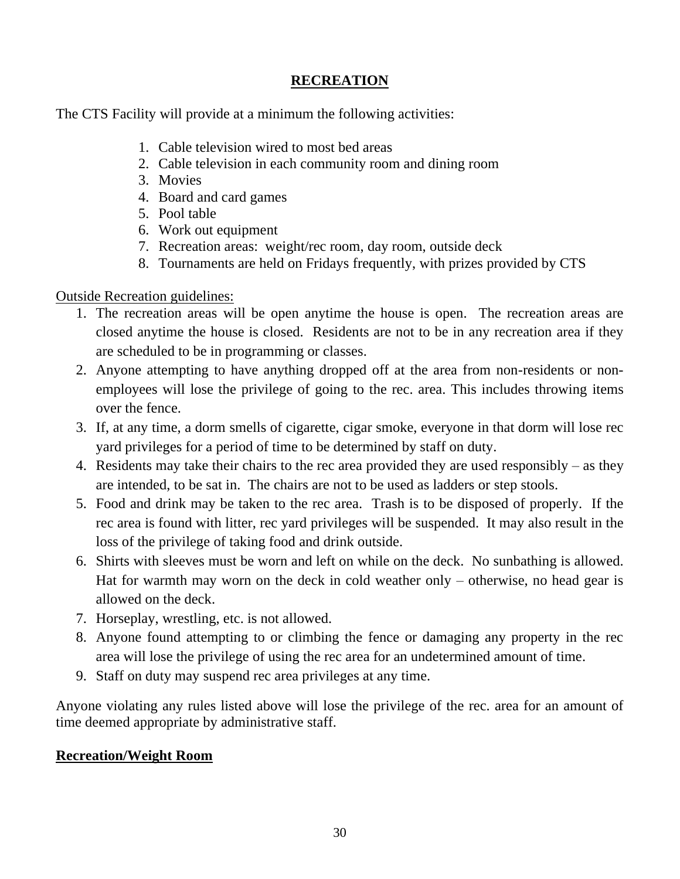## RECREATION

The CTS Facility will provide at a minimum the following activities:

1. Cable television wired to most bed areas
2. Cable television in each community room and dining room
3. Movies
4. Board and card games
5. Pool table
6. Work out equipment
7. Recreation areas: weight/rec room, day room, outside deck
8. Tournaments are held on Fridays frequently, with prizes provided by CTS

Outside Recreation guidelines:

1. The recreation areas will be open anytime the house is open. The recreation areas are closed anytime the house is closed. Residents are not to be in any recreation area if they are scheduled to be in programming or classes.
2. Anyone attempting to have anything dropped off at the area from non-residents or non-employees will lose the privilege of going to the rec. area. This includes throwing items over the fence.
3. If, at any time, a dorm smells of cigarette, cigar smoke, everyone in that dorm will lose rec yard privileges for a period of time to be determined by staff on duty.
4. Residents may take their chairs to the rec area provided they are used responsibly – as they are intended, to be sat in. The chairs are not to be used as ladders or step stools.
5. Food and drink may be taken to the rec area. Trash is to be disposed of properly. If the rec area is found with litter, rec yard privileges will be suspended. It may also result in the loss of the privilege of taking food and drink outside.
6. Shirts with sleeves must be worn and left on while on the deck. No sunbathing is allowed. Hat for warmth may worn on the deck in cold weather only – otherwise, no head gear is allowed on the deck.
7. Horseplay, wrestling, etc. is not allowed.
8. Anyone found attempting to or climbing the fence or damaging any property in the rec area will lose the privilege of using the rec area for an undetermined amount of time.
9. Staff on duty may suspend rec area privileges at any time.

Anyone violating any rules listed above will lose the privilege of the rec. area for an amount of time deemed appropriate by administrative staff.

### Recreation/Weight Room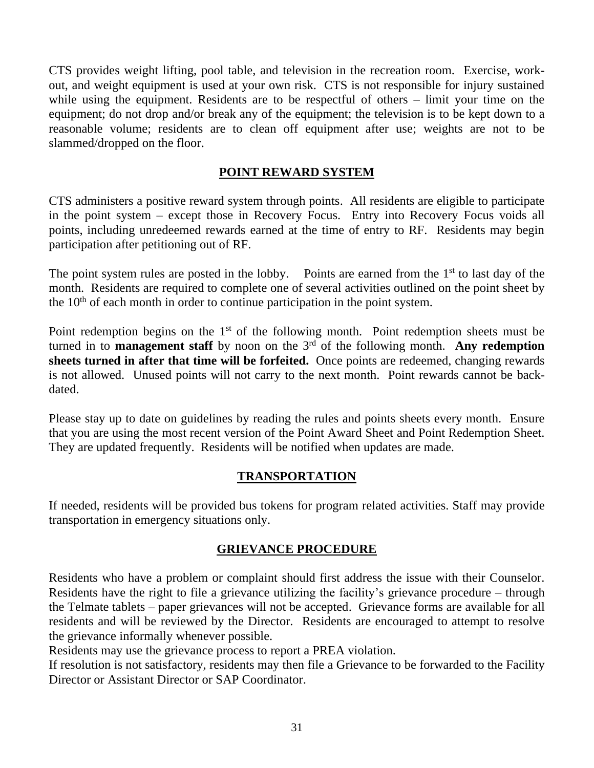CTS provides weight lifting, pool table, and television in the recreation room. Exercise, work-out, and weight equipment is used at your own risk. CTS is not responsible for injury sustained while using the equipment. Residents are to be respectful of others – limit your time on the equipment; do not drop and/or break any of the equipment; the television is to be kept down to a reasonable volume; residents are to clean off equipment after use; weights are not to be slammed/dropped on the floor.

## POINT REWARD SYSTEM

CTS administers a positive reward system through points. All residents are eligible to participate in the point system – except those in Recovery Focus. Entry into Recovery Focus voids all points, including unredeemed rewards earned at the time of entry to RF. Residents may begin participation after petitioning out of RF.

The point system rules are posted in the lobby. Points are earned from the 1st to last day of the month. Residents are required to complete one of several activities outlined on the point sheet by the 10th of each month in order to continue participation in the point system.

Point redemption begins on the 1st of the following month. Point redemption sheets must be turned in to **management staff** by noon on the 3rd of the following month. **Any redemption sheets turned in after that time will be forfeited.** Once points are redeemed, changing rewards is not allowed. Unused points will not carry to the next month. Point rewards cannot be back-dated.

Please stay up to date on guidelines by reading the rules and points sheets every month. Ensure that you are using the most recent version of the Point Award Sheet and Point Redemption Sheet. They are updated frequently. Residents will be notified when updates are made.

## TRANSPORTATION

If needed, residents will be provided bus tokens for program related activities. Staff may provide transportation in emergency situations only.

## GRIEVANCE PROCEDURE

Residents who have a problem or complaint should first address the issue with their Counselor. Residents have the right to file a grievance utilizing the facility's grievance procedure – through the Telmate tablets – paper grievances will not be accepted. Grievance forms are available for all residents and will be reviewed by the Director. Residents are encouraged to attempt to resolve the grievance informally whenever possible.

Residents may use the grievance process to report a PREA violation.

If resolution is not satisfactory, residents may then file a Grievance to be forwarded to the Facility Director or Assistant Director or SAP Coordinator.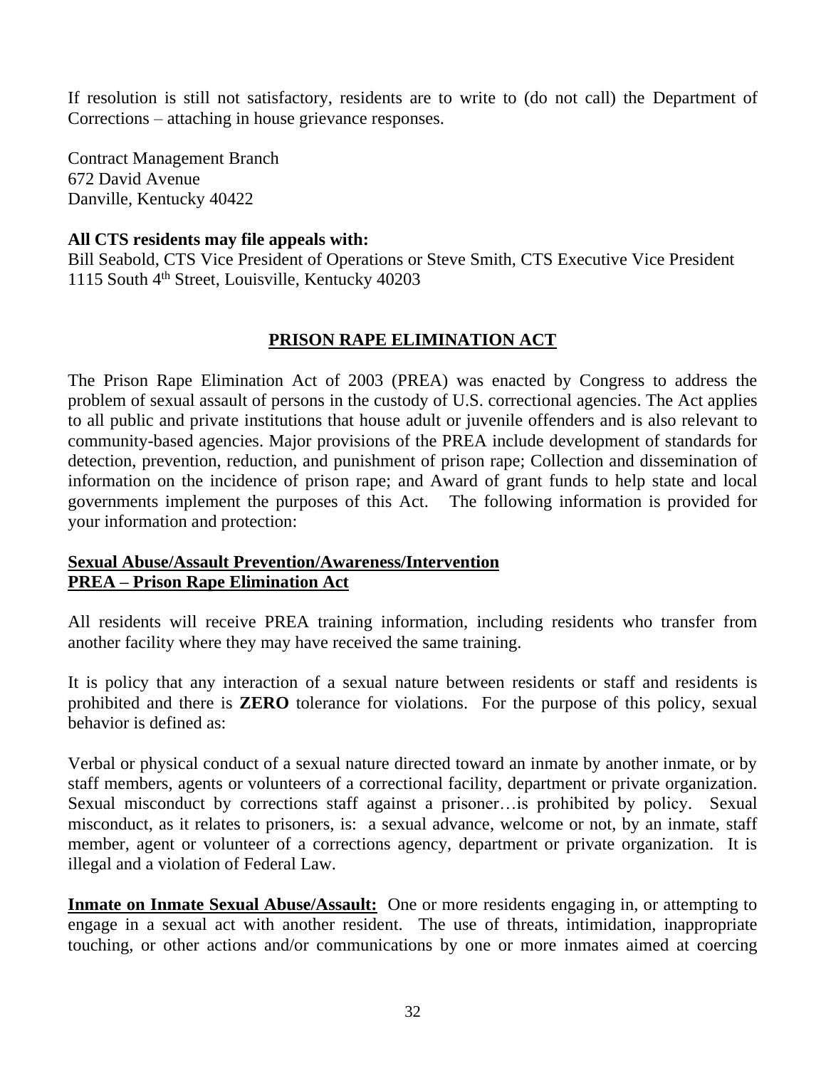If resolution is still not satisfactory, residents are to write to (do not call) the Department of Corrections – attaching in house grievance responses.

Contract Management Branch
672 David Avenue
Danville, Kentucky 40422

**All CTS residents may file appeals with:**
Bill Seabold, CTS Vice President of Operations or Steve Smith, CTS Executive Vice President
1115 South 4th Street, Louisville, Kentucky 40203

## PRISON RAPE ELIMINATION ACT

The Prison Rape Elimination Act of 2003 (PREA) was enacted by Congress to address the problem of sexual assault of persons in the custody of U.S. correctional agencies. The Act applies to all public and private institutions that house adult or juvenile offenders and is also relevant to community-based agencies. Major provisions of the PREA include development of standards for detection, prevention, reduction, and punishment of prison rape; Collection and dissemination of information on the incidence of prison rape; and Award of grant funds to help state and local governments implement the purposes of this Act. The following information is provided for your information and protection:

### Sexual Abuse/Assault Prevention/Awareness/Intervention
### PREA – Prison Rape Elimination Act

All residents will receive PREA training information, including residents who transfer from another facility where they may have received the same training.

It is policy that any interaction of a sexual nature between residents or staff and residents is prohibited and there is **ZERO** tolerance for violations. For the purpose of this policy, sexual behavior is defined as:

Verbal or physical conduct of a sexual nature directed toward an inmate by another inmate, or by staff members, agents or volunteers of a correctional facility, department or private organization. Sexual misconduct by corrections staff against a prisoner…is prohibited by policy. Sexual misconduct, as it relates to prisoners, is: a sexual advance, welcome or not, by an inmate, staff member, agent or volunteer of a corrections agency, department or private organization. It is illegal and a violation of Federal Law.

**Inmate on Inmate Sexual Abuse/Assault:** One or more residents engaging in, or attempting to engage in a sexual act with another resident. The use of threats, intimidation, inappropriate touching, or other actions and/or communications by one or more inmates aimed at coercing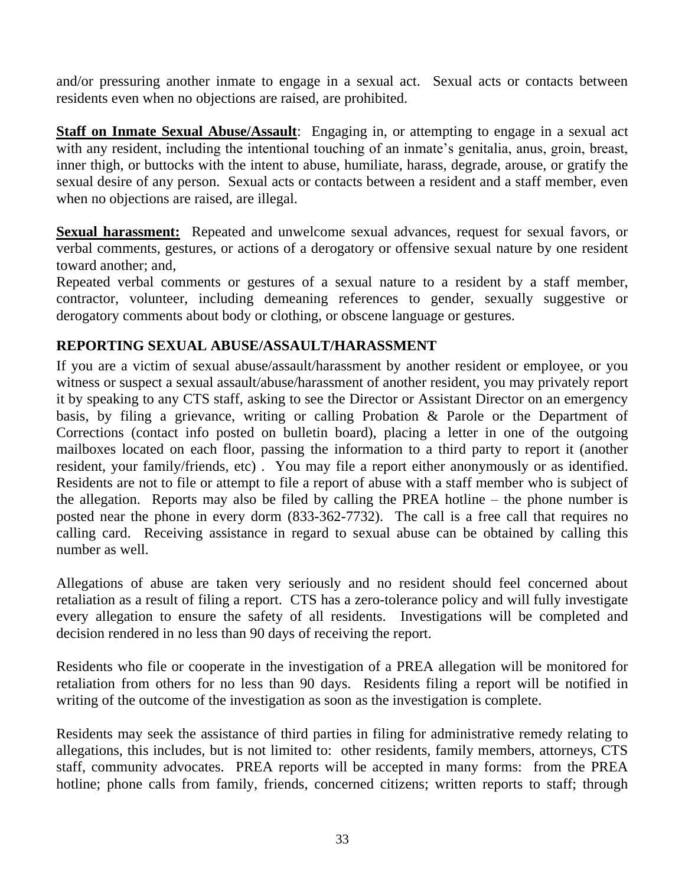and/or pressuring another inmate to engage in a sexual act. Sexual acts or contacts between residents even when no objections are raised, are prohibited.

**Staff on Inmate Sexual Abuse/Assault**: Engaging in, or attempting to engage in a sexual act with any resident, including the intentional touching of an inmate's genitalia, anus, groin, breast, inner thigh, or buttocks with the intent to abuse, humiliate, harass, degrade, arouse, or gratify the sexual desire of any person. Sexual acts or contacts between a resident and a staff member, even when no objections are raised, are illegal.

**Sexual harassment:** Repeated and unwelcome sexual advances, request for sexual favors, or verbal comments, gestures, or actions of a derogatory or offensive sexual nature by one resident toward another; and,
Repeated verbal comments or gestures of a sexual nature to a resident by a staff member, contractor, volunteer, including demeaning references to gender, sexually suggestive or derogatory comments about body or clothing, or obscene language or gestures.

## REPORTING SEXUAL ABUSE/ASSAULT/HARASSMENT

If you are a victim of sexual abuse/assault/harassment by another resident or employee, or you witness or suspect a sexual assault/abuse/harassment of another resident, you may privately report it by speaking to any CTS staff, asking to see the Director or Assistant Director on an emergency basis, by filing a grievance, writing or calling Probation & Parole or the Department of Corrections (contact info posted on bulletin board), placing a letter in one of the outgoing mailboxes located on each floor, passing the information to a third party to report it (another resident, your family/friends, etc) . You may file a report either anonymously or as identified. Residents are not to file or attempt to file a report of abuse with a staff member who is subject of the allegation. Reports may also be filed by calling the PREA hotline – the phone number is posted near the phone in every dorm (833-362-7732). The call is a free call that requires no calling card. Receiving assistance in regard to sexual abuse can be obtained by calling this number as well.

Allegations of abuse are taken very seriously and no resident should feel concerned about retaliation as a result of filing a report. CTS has a zero-tolerance policy and will fully investigate every allegation to ensure the safety of all residents. Investigations will be completed and decision rendered in no less than 90 days of receiving the report.

Residents who file or cooperate in the investigation of a PREA allegation will be monitored for retaliation from others for no less than 90 days. Residents filing a report will be notified in writing of the outcome of the investigation as soon as the investigation is complete.

Residents may seek the assistance of third parties in filing for administrative remedy relating to allegations, this includes, but is not limited to: other residents, family members, attorneys, CTS staff, community advocates. PREA reports will be accepted in many forms: from the PREA hotline; phone calls from family, friends, concerned citizens; written reports to staff; through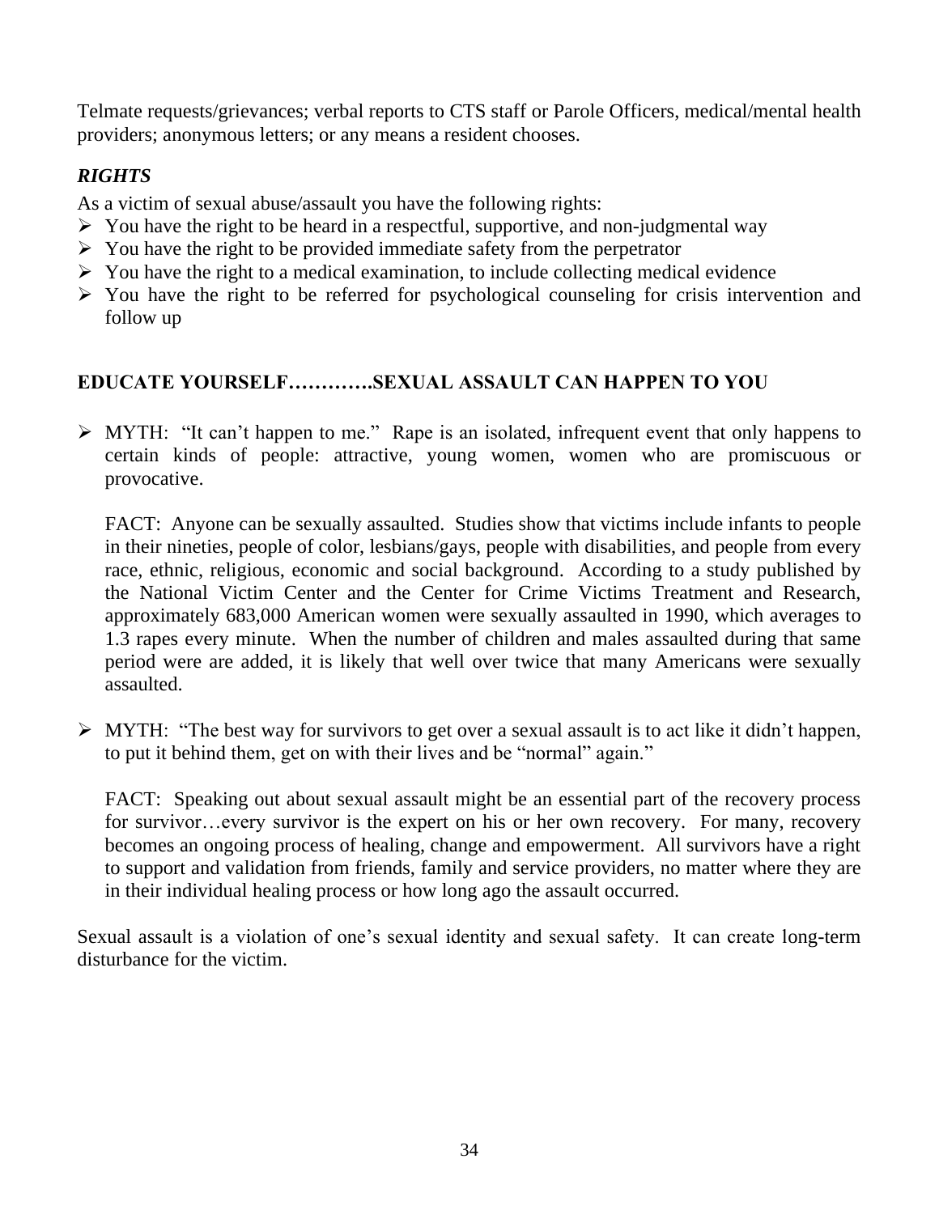Telmate requests/grievances; verbal reports to CTS staff or Parole Officers, medical/mental health providers; anonymous letters; or any means a resident chooses.

### *RIGHTS*

As a victim of sexual abuse/assault you have the following rights:

- You have the right to be heard in a respectful, supportive, and non-judgmental way
- You have the right to be provided immediate safety from the perpetrator
- You have the right to a medical examination, to include collecting medical evidence
- You have the right to be referred for psychological counseling for crisis intervention and follow up

## EDUCATE YOURSELF………….SEXUAL ASSAULT CAN HAPPEN TO YOU

- MYTH: "It can't happen to me." Rape is an isolated, infrequent event that only happens to certain kinds of people: attractive, young women, women who are promiscuous or provocative.

  FACT: Anyone can be sexually assaulted. Studies show that victims include infants to people in their nineties, people of color, lesbians/gays, people with disabilities, and people from every race, ethnic, religious, economic and social background. According to a study published by the National Victim Center and the Center for Crime Victims Treatment and Research, approximately 683,000 American women were sexually assaulted in 1990, which averages to 1.3 rapes every minute. When the number of children and males assaulted during that same period were are added, it is likely that well over twice that many Americans were sexually assaulted.

- MYTH: "The best way for survivors to get over a sexual assault is to act like it didn't happen, to put it behind them, get on with their lives and be "normal" again."

  FACT: Speaking out about sexual assault might be an essential part of the recovery process for survivor…every survivor is the expert on his or her own recovery. For many, recovery becomes an ongoing process of healing, change and empowerment. All survivors have a right to support and validation from friends, family and service providers, no matter where they are in their individual healing process or how long ago the assault occurred.

Sexual assault is a violation of one's sexual identity and sexual safety. It can create long-term disturbance for the victim.